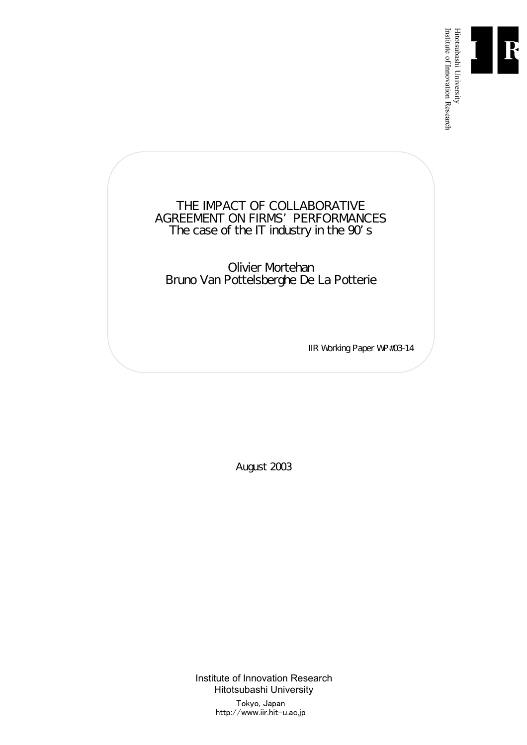Hitotsubashi University
Institute of Innovation Research

# THE IMPACT OF COLLABORATIVE AGREEMENT ON FIRMS' PERFORMANCES
## The case of the IT industry in the 90's

Olivier Mortehan
Bruno Van Pottelsberghe De La Potterie

IIR Working Paper WP#03-14

August 2003

Institute of Innovation Research
Hitotsubashi University
Tokyo, Japan
http://www.iir.hit-u.ac.jp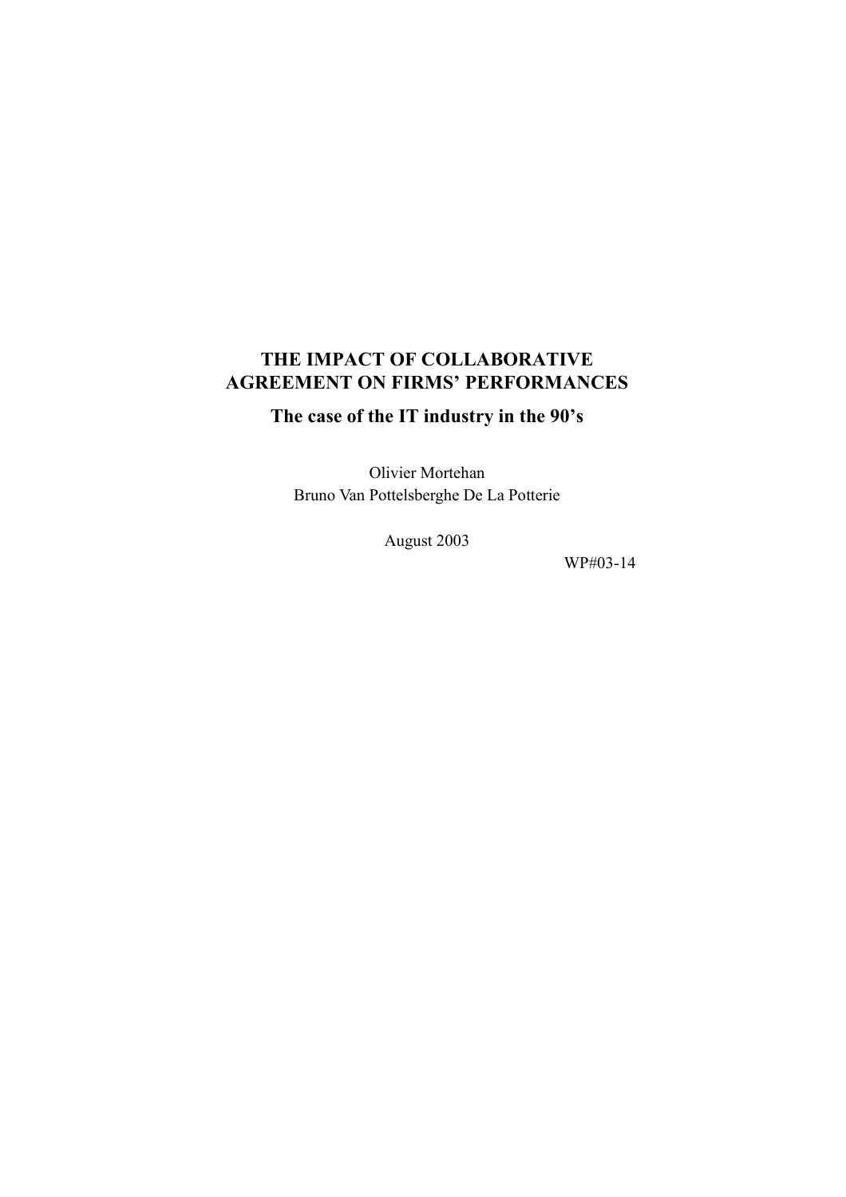# THE IMPACT OF COLLABORATIVE AGREEMENT ON FIRMS' PERFORMANCES

## The case of the IT industry in the 90's

Olivier Mortehan
Bruno Van Pottelsberghe De La Potterie

August 2003

WP#03-14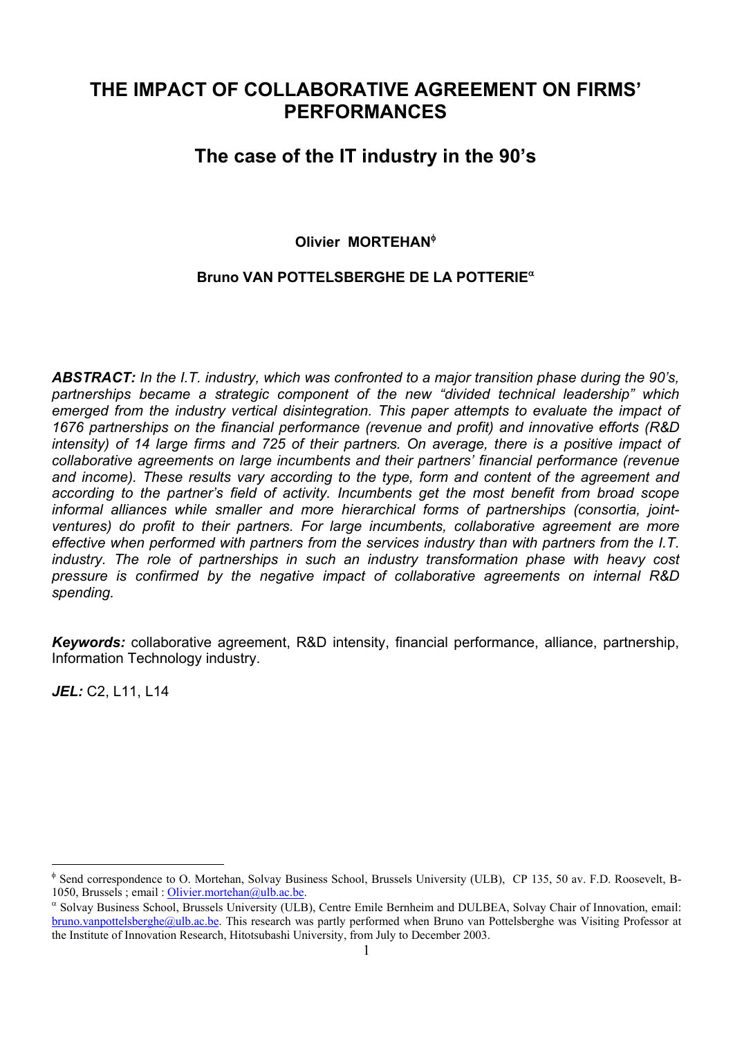# THE IMPACT OF COLLABORATIVE AGREEMENT ON FIRMS' PERFORMANCES

## The case of the IT industry in the 90's

**Olivier MORTEHAN**[ϕ]

**Bruno VAN POTTELSBERGHE DE LA POTTERIE**[α]

***ABSTRACT:*** *In the I.T. industry, which was confronted to a major transition phase during the 90's, partnerships became a strategic component of the new "divided technical leadership" which emerged from the industry vertical disintegration. This paper attempts to evaluate the impact of 1676 partnerships on the financial performance (revenue and profit) and innovative efforts (R&D intensity) of 14 large firms and 725 of their partners. On average, there is a positive impact of collaborative agreements on large incumbents and their partners' financial performance (revenue and income). These results vary according to the type, form and content of the agreement and according to the partner's field of activity. Incumbents get the most benefit from broad scope informal alliances while smaller and more hierarchical forms of partnerships (consortia, joint-ventures) do profit to their partners. For large incumbents, collaborative agreement are more effective when performed with partners from the services industry than with partners from the I.T. industry. The role of partnerships in such an industry transformation phase with heavy cost pressure is confirmed by the negative impact of collaborative agreements on internal R&D spending.*

***Keywords:*** collaborative agreement, R&D intensity, financial performance, alliance, partnership, Information Technology industry.

***JEL:*** C2, L11, L14

---

[ϕ] Send correspondence to O. Mortehan, Solvay Business School, Brussels University (ULB), CP 135, 50 av. F.D. Roosevelt, B-1050, Brussels ; email : Olivier.mortehan@ulb.ac.be.

[α] Solvay Business School, Brussels University (ULB), Centre Emile Bernheim and DULBEA, Solvay Chair of Innovation, email: bruno.vanpottelsberghe@ulb.ac.be. This research was partly performed when Bruno van Pottelsberghe was Visiting Professor at the Institute of Innovation Research, Hitotsubashi University, from July to December 2003.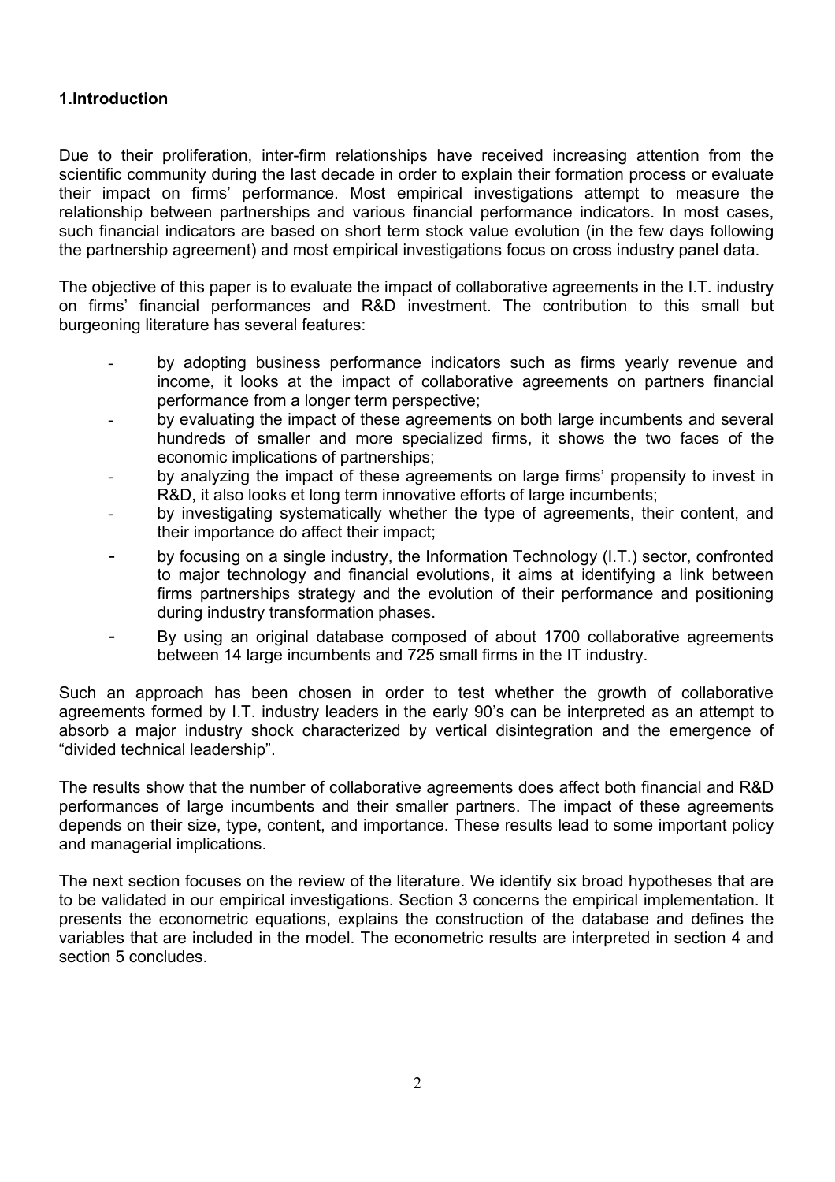## 1.Introduction

Due to their proliferation, inter-firm relationships have received increasing attention from the scientific community during the last decade in order to explain their formation process or evaluate their impact on firms' performance. Most empirical investigations attempt to measure the relationship between partnerships and various financial performance indicators. In most cases, such financial indicators are based on short term stock value evolution (in the few days following the partnership agreement) and most empirical investigations focus on cross industry panel data.

The objective of this paper is to evaluate the impact of collaborative agreements in the I.T. industry on firms' financial performances and R&D investment. The contribution to this small but burgeoning literature has several features:

- by adopting business performance indicators such as firms yearly revenue and income, it looks at the impact of collaborative agreements on partners financial performance from a longer term perspective;
- by evaluating the impact of these agreements on both large incumbents and several hundreds of smaller and more specialized firms, it shows the two faces of the economic implications of partnerships;
- by analyzing the impact of these agreements on large firms' propensity to invest in R&D, it also looks et long term innovative efforts of large incumbents;
- by investigating systematically whether the type of agreements, their content, and their importance do affect their impact;
- by focusing on a single industry, the Information Technology (I.T.) sector, confronted to major technology and financial evolutions, it aims at identifying a link between firms partnerships strategy and the evolution of their performance and positioning during industry transformation phases.
- By using an original database composed of about 1700 collaborative agreements between 14 large incumbents and 725 small firms in the IT industry.

Such an approach has been chosen in order to test whether the growth of collaborative agreements formed by I.T. industry leaders in the early 90's can be interpreted as an attempt to absorb a major industry shock characterized by vertical disintegration and the emergence of "divided technical leadership".

The results show that the number of collaborative agreements does affect both financial and R&D performances of large incumbents and their smaller partners. The impact of these agreements depends on their size, type, content, and importance. These results lead to some important policy and managerial implications.

The next section focuses on the review of the literature. We identify six broad hypotheses that are to be validated in our empirical investigations. Section 3 concerns the empirical implementation. It presents the econometric equations, explains the construction of the database and defines the variables that are included in the model. The econometric results are interpreted in section 4 and section 5 concludes.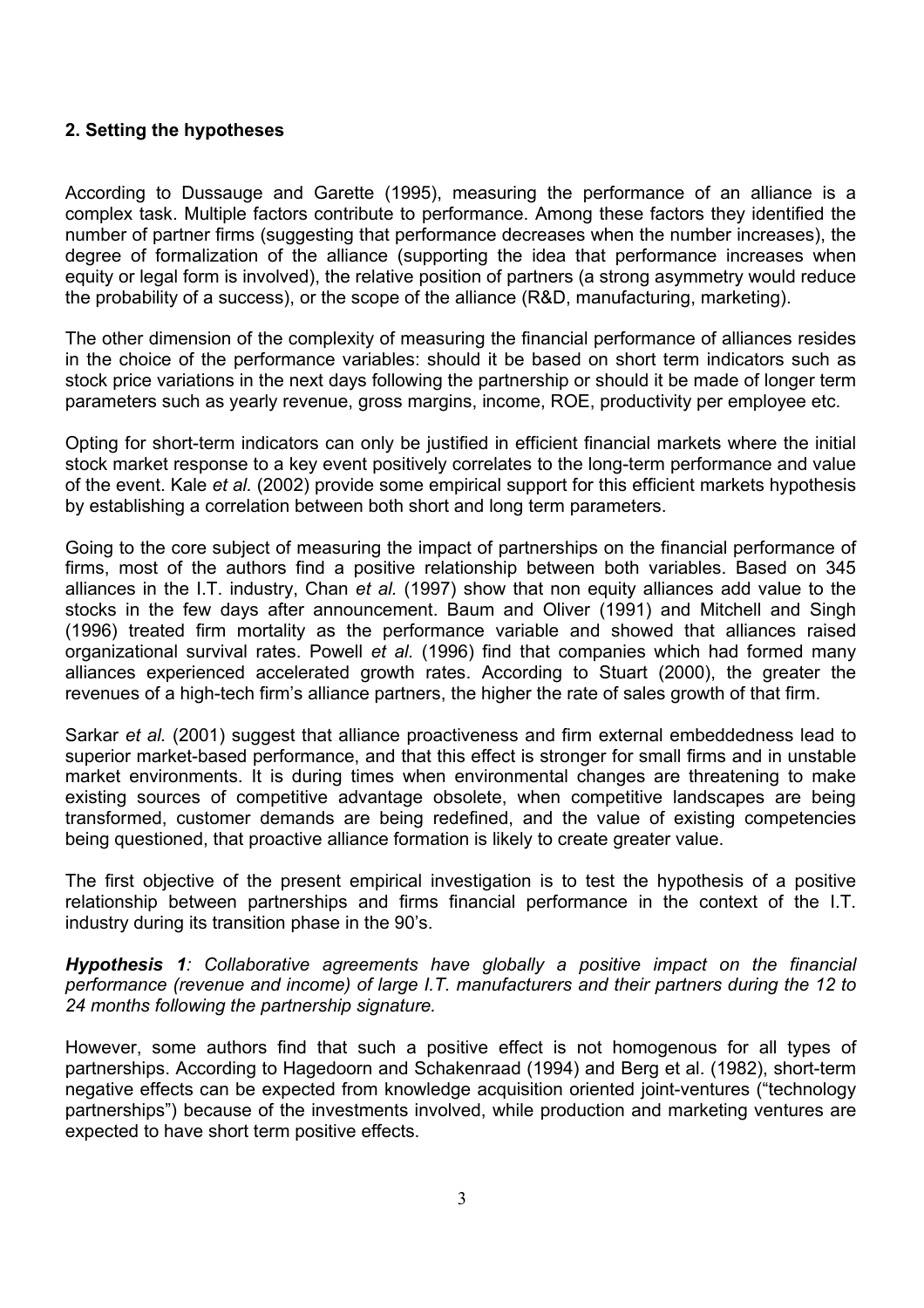## 2. Setting the hypotheses

According to Dussauge and Garette (1995), measuring the performance of an alliance is a complex task. Multiple factors contribute to performance. Among these factors they identified the number of partner firms (suggesting that performance decreases when the number increases), the degree of formalization of the alliance (supporting the idea that performance increases when equity or legal form is involved), the relative position of partners (a strong asymmetry would reduce the probability of a success), or the scope of the alliance (R&D, manufacturing, marketing).

The other dimension of the complexity of measuring the financial performance of alliances resides in the choice of the performance variables: should it be based on short term indicators such as stock price variations in the next days following the partnership or should it be made of longer term parameters such as yearly revenue, gross margins, income, ROE, productivity per employee etc.

Opting for short-term indicators can only be justified in efficient financial markets where the initial stock market response to a key event positively correlates to the long-term performance and value of the event. Kale *et al.* (2002) provide some empirical support for this efficient markets hypothesis by establishing a correlation between both short and long term parameters.

Going to the core subject of measuring the impact of partnerships on the financial performance of firms, most of the authors find a positive relationship between both variables. Based on 345 alliances in the I.T. industry, Chan *et al.* (1997) show that non equity alliances add value to the stocks in the few days after announcement. Baum and Oliver (1991) and Mitchell and Singh (1996) treated firm mortality as the performance variable and showed that alliances raised organizational survival rates. Powell *et al.* (1996) find that companies which had formed many alliances experienced accelerated growth rates. According to Stuart (2000), the greater the revenues of a high-tech firm's alliance partners, the higher the rate of sales growth of that firm.

Sarkar *et al.* (2001) suggest that alliance proactiveness and firm external embeddedness lead to superior market-based performance, and that this effect is stronger for small firms and in unstable market environments. It is during times when environmental changes are threatening to make existing sources of competitive advantage obsolete, when competitive landscapes are being transformed, customer demands are being redefined, and the value of existing competencies being questioned, that proactive alliance formation is likely to create greater value.

The first objective of the present empirical investigation is to test the hypothesis of a positive relationship between partnerships and firms financial performance in the context of the I.T. industry during its transition phase in the 90's.

***Hypothesis 1**: Collaborative agreements have globally a positive impact on the financial performance (revenue and income) of large I.T. manufacturers and their partners during the 12 to 24 months following the partnership signature.*

However, some authors find that such a positive effect is not homogenous for all types of partnerships. According to Hagedoorn and Schakenraad (1994) and Berg et al. (1982), short-term negative effects can be expected from knowledge acquisition oriented joint-ventures ("technology partnerships") because of the investments involved, while production and marketing ventures are expected to have short term positive effects.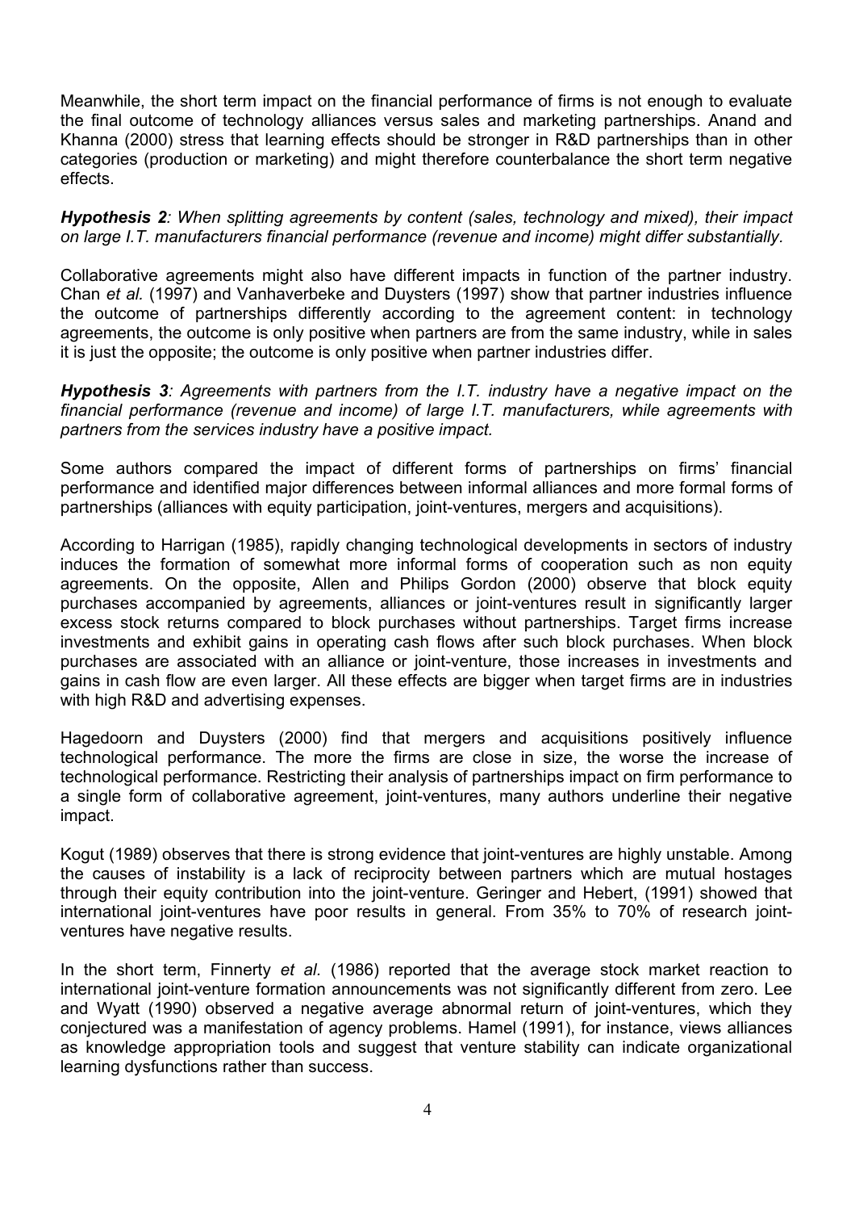Meanwhile, the short term impact on the financial performance of firms is not enough to evaluate the final outcome of technology alliances versus sales and marketing partnerships. Anand and Khanna (2000) stress that learning effects should be stronger in R&D partnerships than in other categories (production or marketing) and might therefore counterbalance the short term negative effects.

***Hypothesis 2****: When splitting agreements by content (sales, technology and mixed), their impact on large I.T. manufacturers financial performance (revenue and income) might differ substantially.*

Collaborative agreements might also have different impacts in function of the partner industry. Chan *et al.* (1997) and Vanhaverbeke and Duysters (1997) show that partner industries influence the outcome of partnerships differently according to the agreement content: in technology agreements, the outcome is only positive when partners are from the same industry, while in sales it is just the opposite; the outcome is only positive when partner industries differ.

***Hypothesis 3****: Agreements with partners from the I.T. industry have a negative impact on the financial performance (revenue and income) of large I.T. manufacturers, while agreements with partners from the services industry have a positive impact.*

Some authors compared the impact of different forms of partnerships on firms' financial performance and identified major differences between informal alliances and more formal forms of partnerships (alliances with equity participation, joint-ventures, mergers and acquisitions).

According to Harrigan (1985), rapidly changing technological developments in sectors of industry induces the formation of somewhat more informal forms of cooperation such as non equity agreements. On the opposite, Allen and Philips Gordon (2000) observe that block equity purchases accompanied by agreements, alliances or joint-ventures result in significantly larger excess stock returns compared to block purchases without partnerships. Target firms increase investments and exhibit gains in operating cash flows after such block purchases. When block purchases are associated with an alliance or joint-venture, those increases in investments and gains in cash flow are even larger. All these effects are bigger when target firms are in industries with high R&D and advertising expenses.

Hagedoorn and Duysters (2000) find that mergers and acquisitions positively influence technological performance. The more the firms are close in size, the worse the increase of technological performance. Restricting their analysis of partnerships impact on firm performance to a single form of collaborative agreement, joint-ventures, many authors underline their negative impact.

Kogut (1989) observes that there is strong evidence that joint-ventures are highly unstable. Among the causes of instability is a lack of reciprocity between partners which are mutual hostages through their equity contribution into the joint-venture. Geringer and Hebert, (1991) showed that international joint-ventures have poor results in general. From 35% to 70% of research joint-ventures have negative results.

In the short term, Finnerty *et al.* (1986) reported that the average stock market reaction to international joint-venture formation announcements was not significantly different from zero. Lee and Wyatt (1990) observed a negative average abnormal return of joint-ventures, which they conjectured was a manifestation of agency problems. Hamel (1991), for instance, views alliances as knowledge appropriation tools and suggest that venture stability can indicate organizational learning dysfunctions rather than success.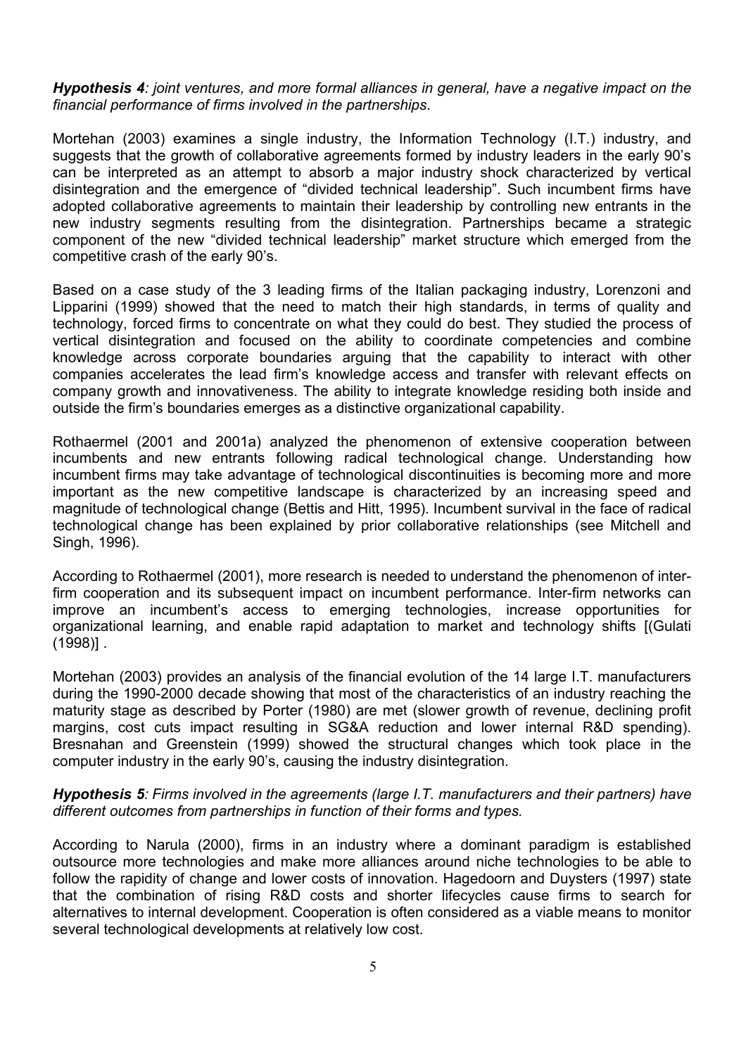***Hypothesis 4****: joint ventures, and more formal alliances in general, have a negative impact on the financial performance of firms involved in the partnerships.*

Mortehan (2003) examines a single industry, the Information Technology (I.T.) industry, and suggests that the growth of collaborative agreements formed by industry leaders in the early 90's can be interpreted as an attempt to absorb a major industry shock characterized by vertical disintegration and the emergence of "divided technical leadership". Such incumbent firms have adopted collaborative agreements to maintain their leadership by controlling new entrants in the new industry segments resulting from the disintegration. Partnerships became a strategic component of the new "divided technical leadership" market structure which emerged from the competitive crash of the early 90's.

Based on a case study of the 3 leading firms of the Italian packaging industry, Lorenzoni and Lipparini (1999) showed that the need to match their high standards, in terms of quality and technology, forced firms to concentrate on what they could do best. They studied the process of vertical disintegration and focused on the ability to coordinate competencies and combine knowledge across corporate boundaries arguing that the capability to interact with other companies accelerates the lead firm's knowledge access and transfer with relevant effects on company growth and innovativeness. The ability to integrate knowledge residing both inside and outside the firm's boundaries emerges as a distinctive organizational capability.

Rothaermel (2001 and 2001a) analyzed the phenomenon of extensive cooperation between incumbents and new entrants following radical technological change. Understanding how incumbent firms may take advantage of technological discontinuities is becoming more and more important as the new competitive landscape is characterized by an increasing speed and magnitude of technological change (Bettis and Hitt, 1995). Incumbent survival in the face of radical technological change has been explained by prior collaborative relationships (see Mitchell and Singh, 1996).

According to Rothaermel (2001), more research is needed to understand the phenomenon of inter-firm cooperation and its subsequent impact on incumbent performance. Inter-firm networks can improve an incumbent's access to emerging technologies, increase opportunities for organizational learning, and enable rapid adaptation to market and technology shifts [(Gulati (1998)] .

Mortehan (2003) provides an analysis of the financial evolution of the 14 large I.T. manufacturers during the 1990-2000 decade showing that most of the characteristics of an industry reaching the maturity stage as described by Porter (1980) are met (slower growth of revenue, declining profit margins, cost cuts impact resulting in SG&A reduction and lower internal R&D spending). Bresnahan and Greenstein (1999) showed the structural changes which took place in the computer industry in the early 90's, causing the industry disintegration.

***Hypothesis 5****: Firms involved in the agreements (large I.T. manufacturers and their partners) have different outcomes from partnerships in function of their forms and types.*

According to Narula (2000), firms in an industry where a dominant paradigm is established outsource more technologies and make more alliances around niche technologies to be able to follow the rapidity of change and lower costs of innovation. Hagedoorn and Duysters (1997) state that the combination of rising R&D costs and shorter lifecycles cause firms to search for alternatives to internal development. Cooperation is often considered as a viable means to monitor several technological developments at relatively low cost.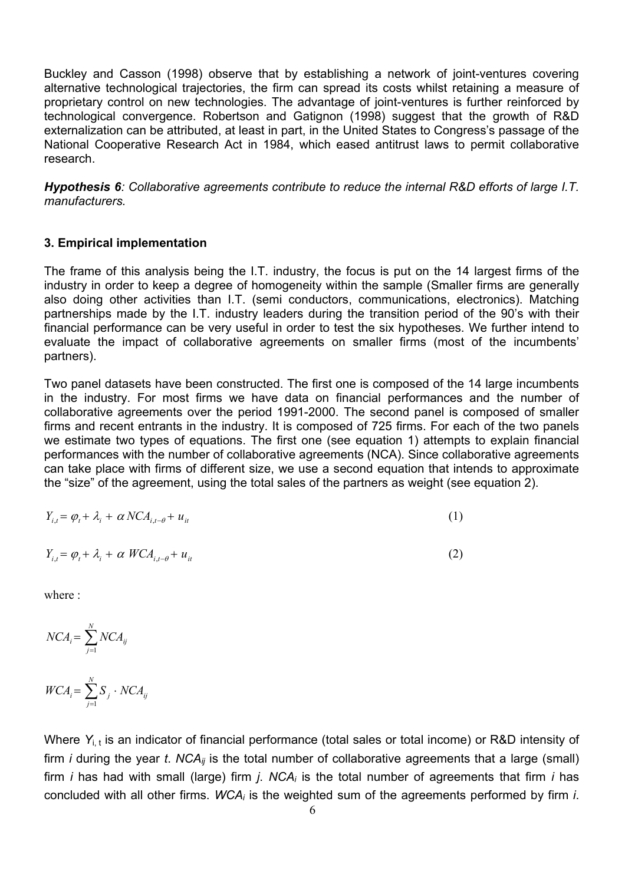Buckley and Casson (1998) observe that by establishing a network of joint-ventures covering alternative technological trajectories, the firm can spread its costs whilst retaining a measure of proprietary control on new technologies. The advantage of joint-ventures is further reinforced by technological convergence. Robertson and Gatignon (1998) suggest that the growth of R&D externalization can be attributed, at least in part, in the United States to Congress's passage of the National Cooperative Research Act in 1984, which eased antitrust laws to permit collaborative research.

***Hypothesis 6**: Collaborative agreements contribute to reduce the internal R&D efforts of large I.T. manufacturers.*

### 3. Empirical implementation

The frame of this analysis being the I.T. industry, the focus is put on the 14 largest firms of the industry in order to keep a degree of homogeneity within the sample (Smaller firms are generally also doing other activities than I.T. (semi conductors, communications, electronics). Matching partnerships made by the I.T. industry leaders during the transition period of the 90's with their financial performance can be very useful in order to test the six hypotheses. We further intend to evaluate the impact of collaborative agreements on smaller firms (most of the incumbents' partners).

Two panel datasets have been constructed. The first one is composed of the 14 large incumbents in the industry. For most firms we have data on financial performances and the number of collaborative agreements over the period 1991-2000. The second panel is composed of smaller firms and recent entrants in the industry. It is composed of 725 firms. For each of the two panels we estimate two types of equations. The first one (see equation 1) attempts to explain financial performances with the number of collaborative agreements (NCA). Since collaborative agreements can take place with firms of different size, we use a second equation that intends to approximate the "size" of the agreement, using the total sales of the partners as weight (see equation 2).

$$Y_{i,t} = \varphi_t + \lambda_i + \alpha \, NCA_{i,t-\theta} + u_{it} \qquad (1)$$

$$Y_{i,t} = \varphi_t + \lambda_i + \alpha \, WCA_{i,t-\theta} + u_{it} \qquad (2)$$

where :

$$NCA_i = \sum_{j=1}^{N} NCA_{ij}$$

$$WCA_i = \sum_{j=1}^{N} S_j \cdot NCA_{ij}$$

Where $Y_{i,t}$ is an indicator of financial performance (total sales or total income) or R&D intensity of firm *i* during the year *t*. $NCA_{ij}$ is the total number of collaborative agreements that a large (small) firm *i* has had with small (large) firm *j*. $NCA_i$ is the total number of agreements that firm *i* has concluded with all other firms. $WCA_i$ is the weighted sum of the agreements performed by firm *i*.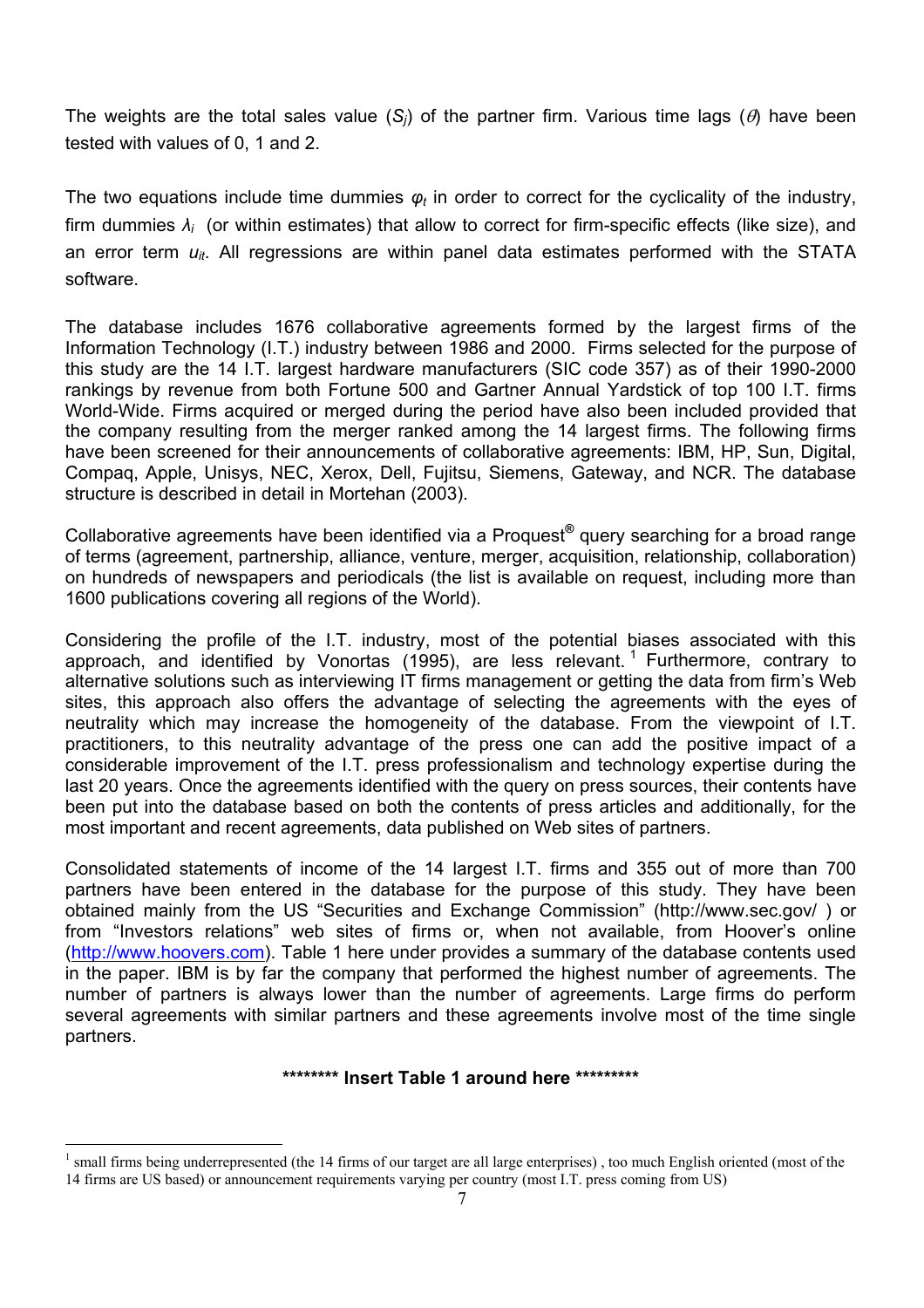The weights are the total sales value ($S_j$) of the partner firm. Various time lags ($\theta$) have been tested with values of 0, 1 and 2.

The two equations include time dummies $\varphi_t$ in order to correct for the cyclicality of the industry, firm dummies $\lambda_i$ (or within estimates) that allow to correct for firm-specific effects (like size), and an error term $u_{it}$. All regressions are within panel data estimates performed with the STATA software.

The database includes 1676 collaborative agreements formed by the largest firms of the Information Technology (I.T.) industry between 1986 and 2000. Firms selected for the purpose of this study are the 14 I.T. largest hardware manufacturers (SIC code 357) as of their 1990-2000 rankings by revenue from both Fortune 500 and Gartner Annual Yardstick of top 100 I.T. firms World-Wide. Firms acquired or merged during the period have also been included provided that the company resulting from the merger ranked among the 14 largest firms. The following firms have been screened for their announcements of collaborative agreements: IBM, HP, Sun, Digital, Compaq, Apple, Unisys, NEC, Xerox, Dell, Fujitsu, Siemens, Gateway, and NCR. The database structure is described in detail in Mortehan (2003).

Collaborative agreements have been identified via a Proquest® query searching for a broad range of terms (agreement, partnership, alliance, venture, merger, acquisition, relationship, collaboration) on hundreds of newspapers and periodicals (the list is available on request, including more than 1600 publications covering all regions of the World).

Considering the profile of the I.T. industry, most of the potential biases associated with this approach, and identified by Vonortas (1995), are less relevant.[1] Furthermore, contrary to alternative solutions such as interviewing IT firms management or getting the data from firm's Web sites, this approach also offers the advantage of selecting the agreements with the eyes of neutrality which may increase the homogeneity of the database. From the viewpoint of I.T. practitioners, to this neutrality advantage of the press one can add the positive impact of a considerable improvement of the I.T. press professionalism and technology expertise during the last 20 years. Once the agreements identified with the query on press sources, their contents have been put into the database based on both the contents of press articles and additionally, for the most important and recent agreements, data published on Web sites of partners.

Consolidated statements of income of the 14 largest I.T. firms and 355 out of more than 700 partners have been entered in the database for the purpose of this study. They have been obtained mainly from the US "Securities and Exchange Commission" (http://www.sec.gov/ ) or from "Investors relations" web sites of firms or, when not available, from Hoover's online (http://www.hoovers.com). Table 1 here under provides a summary of the database contents used in the paper. IBM is by far the company that performed the highest number of agreements. The number of partners is always lower than the number of agreements. Large firms do perform several agreements with similar partners and these agreements involve most of the time single partners.

**\*\*\*\*\*\*\*\* Insert Table 1 around here \*\*\*\*\*\*\*\*\***

[1] small firms being underrepresented (the 14 firms of our target are all large enterprises) , too much English oriented (most of the 14 firms are US based) or announcement requirements varying per country (most I.T. press coming from US)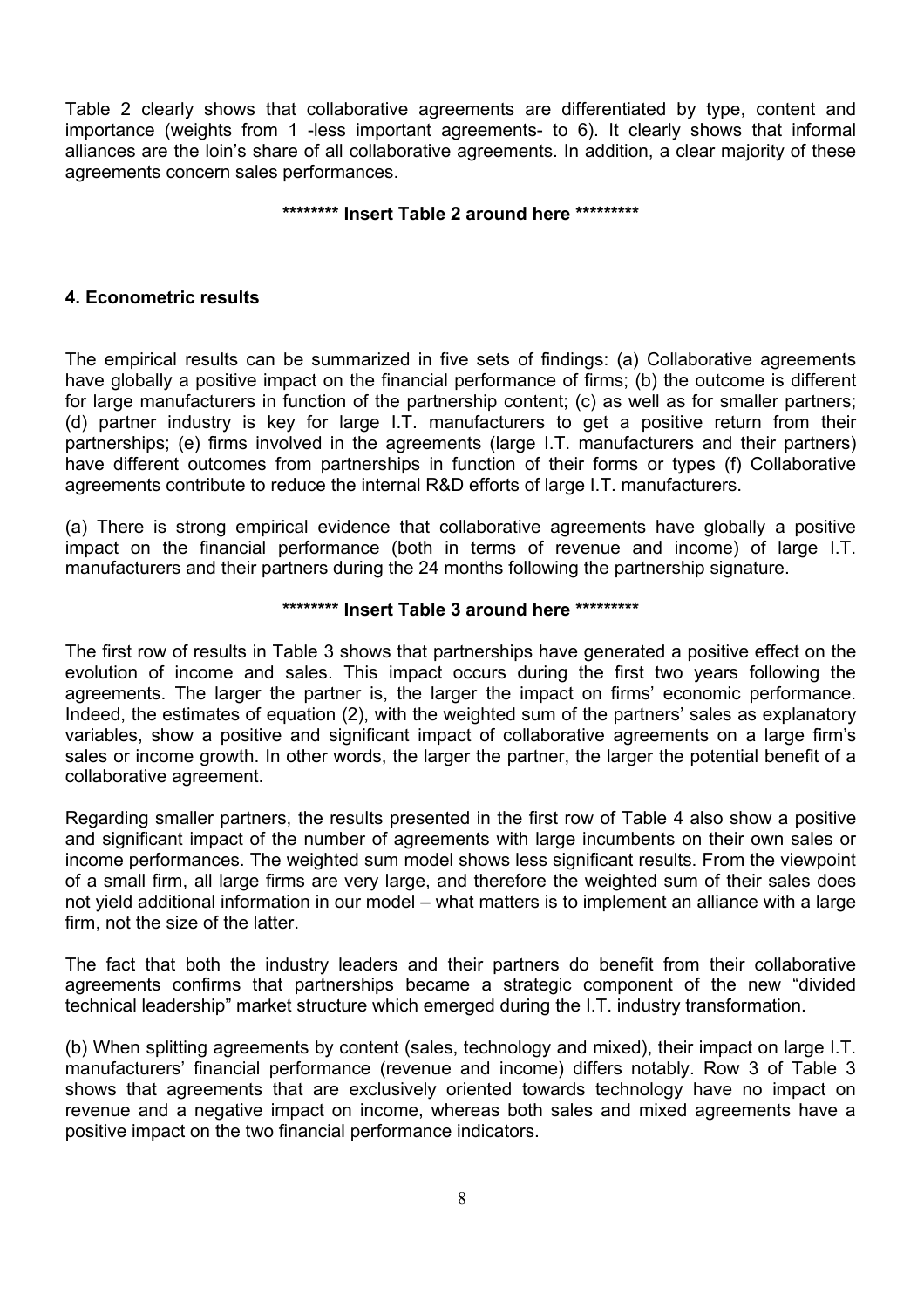Table 2 clearly shows that collaborative agreements are differentiated by type, content and importance (weights from 1 -less important agreements- to 6). It clearly shows that informal alliances are the loin's share of all collaborative agreements. In addition, a clear majority of these agreements concern sales performances.

**\*\*\*\*\*\*\*\* Insert Table 2 around here \*\*\*\*\*\*\*\*\***

## 4. Econometric results

The empirical results can be summarized in five sets of findings: (a) Collaborative agreements have globally a positive impact on the financial performance of firms; (b) the outcome is different for large manufacturers in function of the partnership content; (c) as well as for smaller partners; (d) partner industry is key for large I.T. manufacturers to get a positive return from their partnerships; (e) firms involved in the agreements (large I.T. manufacturers and their partners) have different outcomes from partnerships in function of their forms or types (f) Collaborative agreements contribute to reduce the internal R&D efforts of large I.T. manufacturers.

(a) There is strong empirical evidence that collaborative agreements have globally a positive impact on the financial performance (both in terms of revenue and income) of large I.T. manufacturers and their partners during the 24 months following the partnership signature.

**\*\*\*\*\*\*\*\* Insert Table 3 around here \*\*\*\*\*\*\*\*\***

The first row of results in Table 3 shows that partnerships have generated a positive effect on the evolution of income and sales. This impact occurs during the first two years following the agreements. The larger the partner is, the larger the impact on firms' economic performance. Indeed, the estimates of equation (2), with the weighted sum of the partners' sales as explanatory variables, show a positive and significant impact of collaborative agreements on a large firm's sales or income growth. In other words, the larger the partner, the larger the potential benefit of a collaborative agreement.

Regarding smaller partners, the results presented in the first row of Table 4 also show a positive and significant impact of the number of agreements with large incumbents on their own sales or income performances. The weighted sum model shows less significant results. From the viewpoint of a small firm, all large firms are very large, and therefore the weighted sum of their sales does not yield additional information in our model – what matters is to implement an alliance with a large firm, not the size of the latter.

The fact that both the industry leaders and their partners do benefit from their collaborative agreements confirms that partnerships became a strategic component of the new "divided technical leadership" market structure which emerged during the I.T. industry transformation.

(b) When splitting agreements by content (sales, technology and mixed), their impact on large I.T. manufacturers' financial performance (revenue and income) differs notably. Row 3 of Table 3 shows that agreements that are exclusively oriented towards technology have no impact on revenue and a negative impact on income, whereas both sales and mixed agreements have a positive impact on the two financial performance indicators.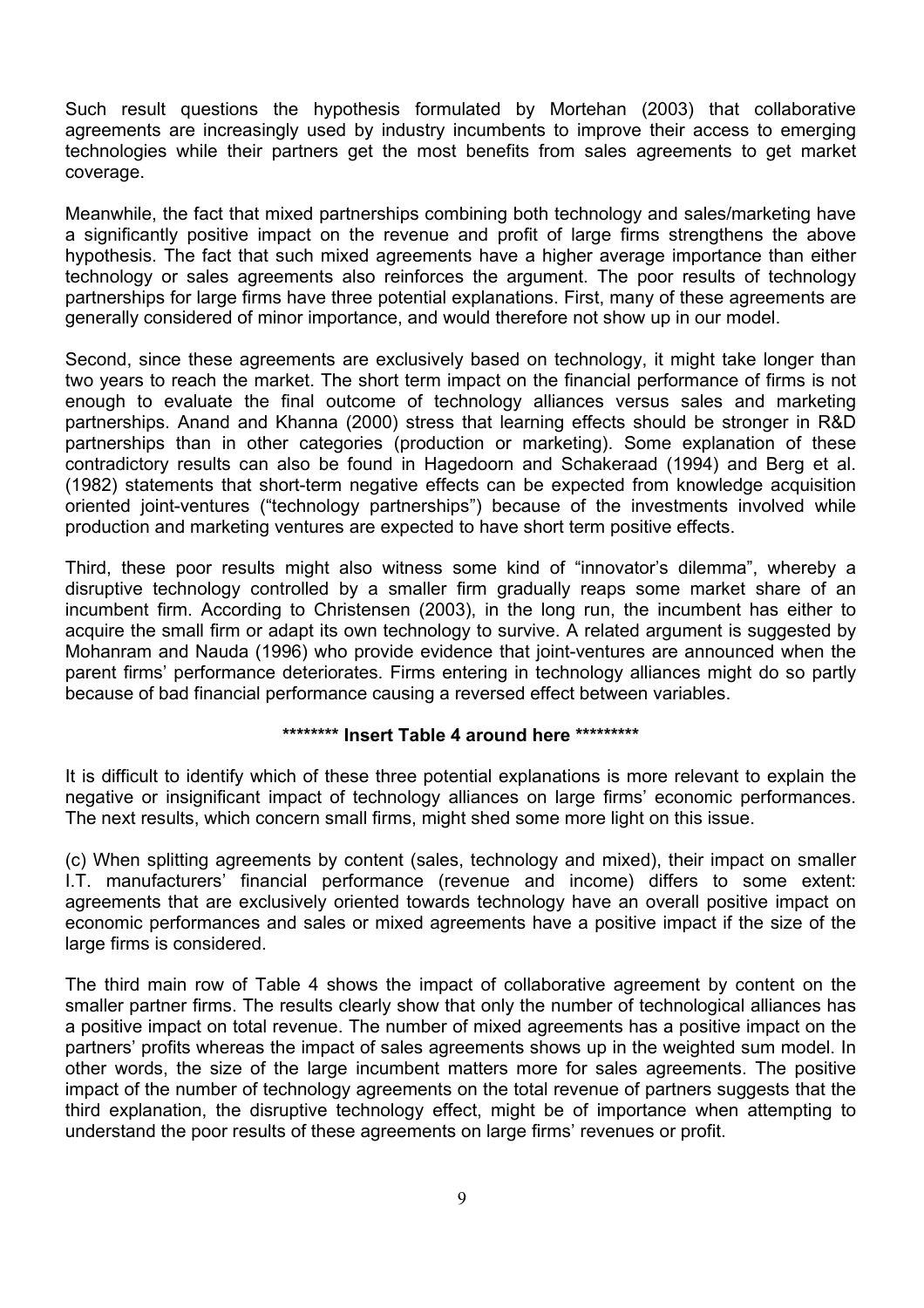Such result questions the hypothesis formulated by Mortehan (2003) that collaborative agreements are increasingly used by industry incumbents to improve their access to emerging technologies while their partners get the most benefits from sales agreements to get market coverage.

Meanwhile, the fact that mixed partnerships combining both technology and sales/marketing have a significantly positive impact on the revenue and profit of large firms strengthens the above hypothesis. The fact that such mixed agreements have a higher average importance than either technology or sales agreements also reinforces the argument. The poor results of technology partnerships for large firms have three potential explanations. First, many of these agreements are generally considered of minor importance, and would therefore not show up in our model.

Second, since these agreements are exclusively based on technology, it might take longer than two years to reach the market. The short term impact on the financial performance of firms is not enough to evaluate the final outcome of technology alliances versus sales and marketing partnerships. Anand and Khanna (2000) stress that learning effects should be stronger in R&D partnerships than in other categories (production or marketing). Some explanation of these contradictory results can also be found in Hagedoorn and Schakeraad (1994) and Berg et al. (1982) statements that short-term negative effects can be expected from knowledge acquisition oriented joint-ventures ("technology partnerships") because of the investments involved while production and marketing ventures are expected to have short term positive effects.

Third, these poor results might also witness some kind of "innovator's dilemma", whereby a disruptive technology controlled by a smaller firm gradually reaps some market share of an incumbent firm. According to Christensen (2003), in the long run, the incumbent has either to acquire the small firm or adapt its own technology to survive. A related argument is suggested by Mohanram and Nauda (1996) who provide evidence that joint-ventures are announced when the parent firms' performance deteriorates. Firms entering in technology alliances might do so partly because of bad financial performance causing a reversed effect between variables.

**\*\*\*\*\*\*\*\* Insert Table 4 around here \*\*\*\*\*\*\*\*\***

It is difficult to identify which of these three potential explanations is more relevant to explain the negative or insignificant impact of technology alliances on large firms' economic performances. The next results, which concern small firms, might shed some more light on this issue.

(c) When splitting agreements by content (sales, technology and mixed), their impact on smaller I.T. manufacturers' financial performance (revenue and income) differs to some extent: agreements that are exclusively oriented towards technology have an overall positive impact on economic performances and sales or mixed agreements have a positive impact if the size of the large firms is considered.

The third main row of Table 4 shows the impact of collaborative agreement by content on the smaller partner firms. The results clearly show that only the number of technological alliances has a positive impact on total revenue. The number of mixed agreements has a positive impact on the partners' profits whereas the impact of sales agreements shows up in the weighted sum model. In other words, the size of the large incumbent matters more for sales agreements. The positive impact of the number of technology agreements on the total revenue of partners suggests that the third explanation, the disruptive technology effect, might be of importance when attempting to understand the poor results of these agreements on large firms' revenues or profit.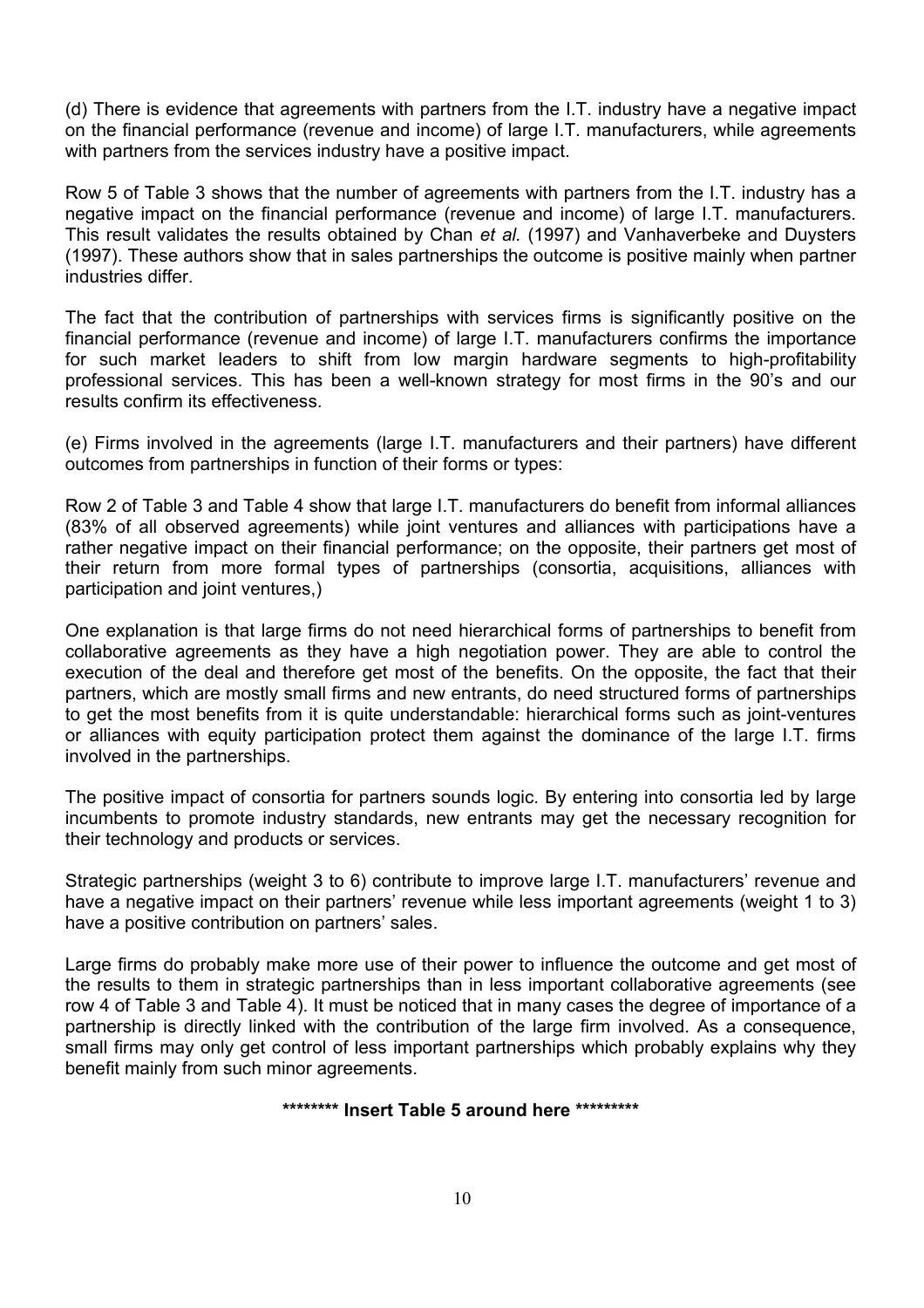(d) There is evidence that agreements with partners from the I.T. industry have a negative impact on the financial performance (revenue and income) of large I.T. manufacturers, while agreements with partners from the services industry have a positive impact.

Row 5 of Table 3 shows that the number of agreements with partners from the I.T. industry has a negative impact on the financial performance (revenue and income) of large I.T. manufacturers. This result validates the results obtained by Chan *et al.* (1997) and Vanhaverbeke and Duysters (1997). These authors show that in sales partnerships the outcome is positive mainly when partner industries differ.

The fact that the contribution of partnerships with services firms is significantly positive on the financial performance (revenue and income) of large I.T. manufacturers confirms the importance for such market leaders to shift from low margin hardware segments to high-profitability professional services. This has been a well-known strategy for most firms in the 90's and our results confirm its effectiveness.

(e) Firms involved in the agreements (large I.T. manufacturers and their partners) have different outcomes from partnerships in function of their forms or types:

Row 2 of Table 3 and Table 4 show that large I.T. manufacturers do benefit from informal alliances (83% of all observed agreements) while joint ventures and alliances with participations have a rather negative impact on their financial performance; on the opposite, their partners get most of their return from more formal types of partnerships (consortia, acquisitions, alliances with participation and joint ventures,)

One explanation is that large firms do not need hierarchical forms of partnerships to benefit from collaborative agreements as they have a high negotiation power. They are able to control the execution of the deal and therefore get most of the benefits. On the opposite, the fact that their partners, which are mostly small firms and new entrants, do need structured forms of partnerships to get the most benefits from it is quite understandable: hierarchical forms such as joint-ventures or alliances with equity participation protect them against the dominance of the large I.T. firms involved in the partnerships.

The positive impact of consortia for partners sounds logic. By entering into consortia led by large incumbents to promote industry standards, new entrants may get the necessary recognition for their technology and products or services.

Strategic partnerships (weight 3 to 6) contribute to improve large I.T. manufacturers' revenue and have a negative impact on their partners' revenue while less important agreements (weight 1 to 3) have a positive contribution on partners' sales.

Large firms do probably make more use of their power to influence the outcome and get most of the results to them in strategic partnerships than in less important collaborative agreements (see row 4 of Table 3 and Table 4). It must be noticed that in many cases the degree of importance of a partnership is directly linked with the contribution of the large firm involved. As a consequence, small firms may only get control of less important partnerships which probably explains why they benefit mainly from such minor agreements.

**\*\*\*\*\*\*\*\* Insert Table 5 around here \*\*\*\*\*\*\*\*\***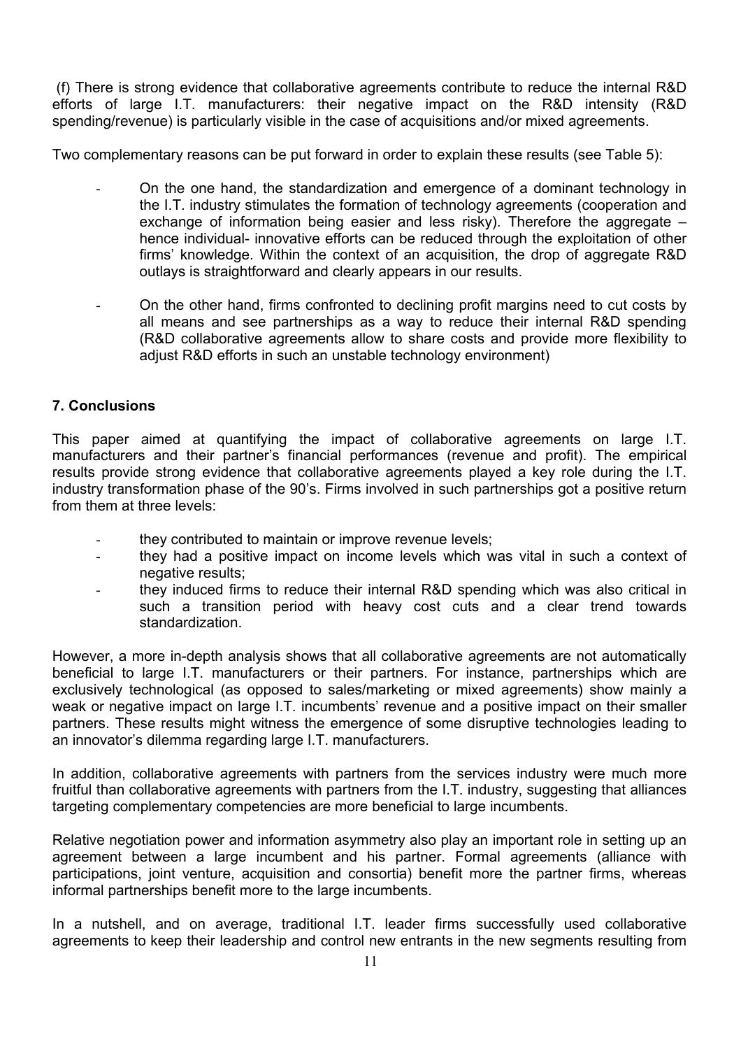(f) There is strong evidence that collaborative agreements contribute to reduce the internal R&D efforts of large I.T. manufacturers: their negative impact on the R&D intensity (R&D spending/revenue) is particularly visible in the case of acquisitions and/or mixed agreements.

Two complementary reasons can be put forward in order to explain these results (see Table 5):

- On the one hand, the standardization and emergence of a dominant technology in the I.T. industry stimulates the formation of technology agreements (cooperation and exchange of information being easier and less risky). Therefore the aggregate – hence individual- innovative efforts can be reduced through the exploitation of other firms' knowledge. Within the context of an acquisition, the drop of aggregate R&D outlays is straightforward and clearly appears in our results.
- On the other hand, firms confronted to declining profit margins need to cut costs by all means and see partnerships as a way to reduce their internal R&D spending (R&D collaborative agreements allow to share costs and provide more flexibility to adjust R&D efforts in such an unstable technology environment)

## 7. Conclusions

This paper aimed at quantifying the impact of collaborative agreements on large I.T. manufacturers and their partner's financial performances (revenue and profit). The empirical results provide strong evidence that collaborative agreements played a key role during the I.T. industry transformation phase of the 90's. Firms involved in such partnerships got a positive return from them at three levels:

- they contributed to maintain or improve revenue levels;
- they had a positive impact on income levels which was vital in such a context of negative results;
- they induced firms to reduce their internal R&D spending which was also critical in such a transition period with heavy cost cuts and a clear trend towards standardization.

However, a more in-depth analysis shows that all collaborative agreements are not automatically beneficial to large I.T. manufacturers or their partners. For instance, partnerships which are exclusively technological (as opposed to sales/marketing or mixed agreements) show mainly a weak or negative impact on large I.T. incumbents' revenue and a positive impact on their smaller partners. These results might witness the emergence of some disruptive technologies leading to an innovator's dilemma regarding large I.T. manufacturers.

In addition, collaborative agreements with partners from the services industry were much more fruitful than collaborative agreements with partners from the I.T. industry, suggesting that alliances targeting complementary competencies are more beneficial to large incumbents.

Relative negotiation power and information asymmetry also play an important role in setting up an agreement between a large incumbent and his partner. Formal agreements (alliance with participations, joint venture, acquisition and consortia) benefit more the partner firms, whereas informal partnerships benefit more to the large incumbents.

In a nutshell, and on average, traditional I.T. leader firms successfully used collaborative agreements to keep their leadership and control new entrants in the new segments resulting from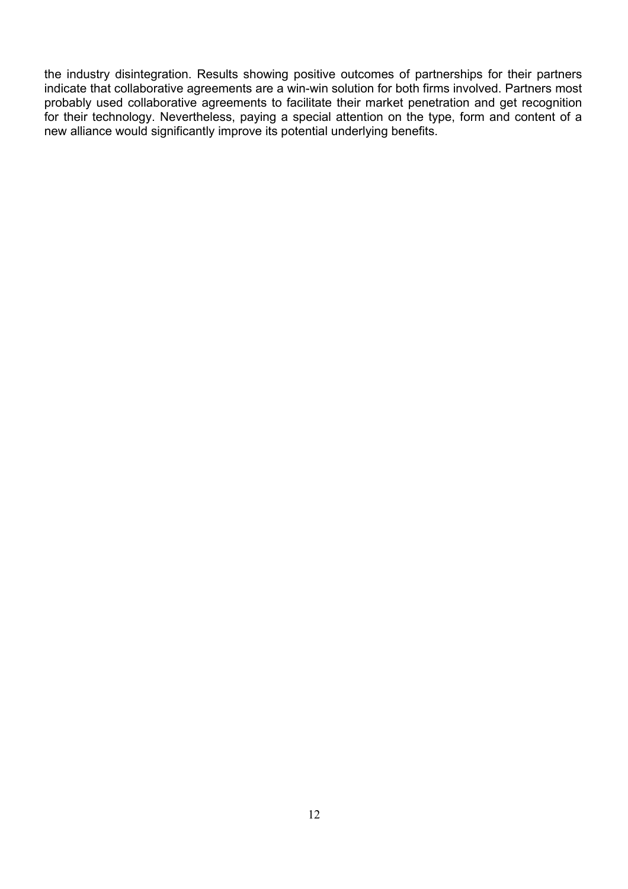the industry disintegration. Results showing positive outcomes of partnerships for their partners indicate that collaborative agreements are a win-win solution for both firms involved. Partners most probably used collaborative agreements to facilitate their market penetration and get recognition for their technology. Nevertheless, paying a special attention on the type, form and content of a new alliance would significantly improve its potential underlying benefits.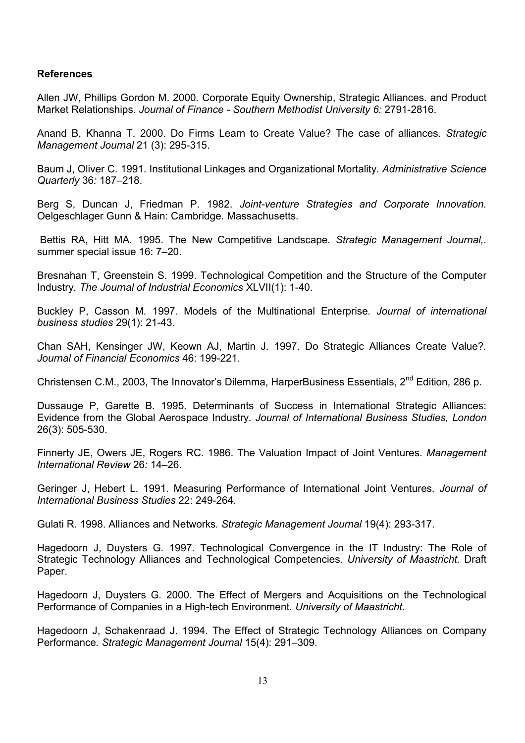**References**

Allen JW, Phillips Gordon M. 2000. Corporate Equity Ownership, Strategic Alliances. and Product Market Relationships. *Journal of Finance - Southern Methodist University 6:* 2791-2816.

Anand B, Khanna T. 2000. Do Firms Learn to Create Value? The case of alliances. *Strategic Management Journal* 21 (3): 295-315.

Baum J, Oliver C. 1991. Institutional Linkages and Organizational Mortality. *Administrative Science Quarterly* 36*:* 187–218.

Berg S, Duncan J, Friedman P. 1982. *Joint-venture Strategies and Corporate Innovation.* Oelgeschlager Gunn & Hain: Cambridge. Massachusetts.

Bettis RA, Hitt MA. 1995. The New Competitive Landscape. *Strategic Management Journal,.* summer special issue 16: 7–20.

Bresnahan T, Greenstein S. 1999. Technological Competition and the Structure of the Computer Industry. *The Journal of Industrial Economics* XLVII(1): 1-40.

Buckley P, Casson M. 1997. Models of the Multinational Enterprise*. Journal of international business studies* 29(1): 21-43.

Chan SAH, Kensinger JW, Keown AJ, Martin J. 1997. Do Strategic Alliances Create Value?. *Journal of Financial Economics* 46: 199-221.

Christensen C.M., 2003, The Innovator's Dilemma, HarperBusiness Essentials, 2nd Edition, 286 p.

Dussauge P, Garette B. 1995. Determinants of Success in International Strategic Alliances: Evidence from the Global Aerospace Industry*. Journal of International Business Studies, London* 26(3): 505-530.

Finnerty JE, Owers JE, Rogers RC. 1986. The Valuation Impact of Joint Ventures*. Management International Review* 26*:* 14–26.

Geringer J, Hebert L. 1991. Measuring Performance of International Joint Ventures*. Journal of International Business Studies* 22: 249-264.

Gulati R. 1998. Alliances and Networks*. Strategic Management Journal* 19(4): 293-317.

Hagedoorn J, Duysters G. 1997. Technological Convergence in the IT Industry: The Role of Strategic Technology Alliances and Technological Competencies*. University of Maastricht.* Draft Paper.

Hagedoorn J, Duysters G. 2000. The Effect of Mergers and Acquisitions on the Technological Performance of Companies in a High-tech Environment*. University of Maastricht.*

Hagedoorn J, Schakenraad J. 1994. The Effect of Strategic Technology Alliances on Company Performance*. Strategic Management Journal* 15(4): 291–309.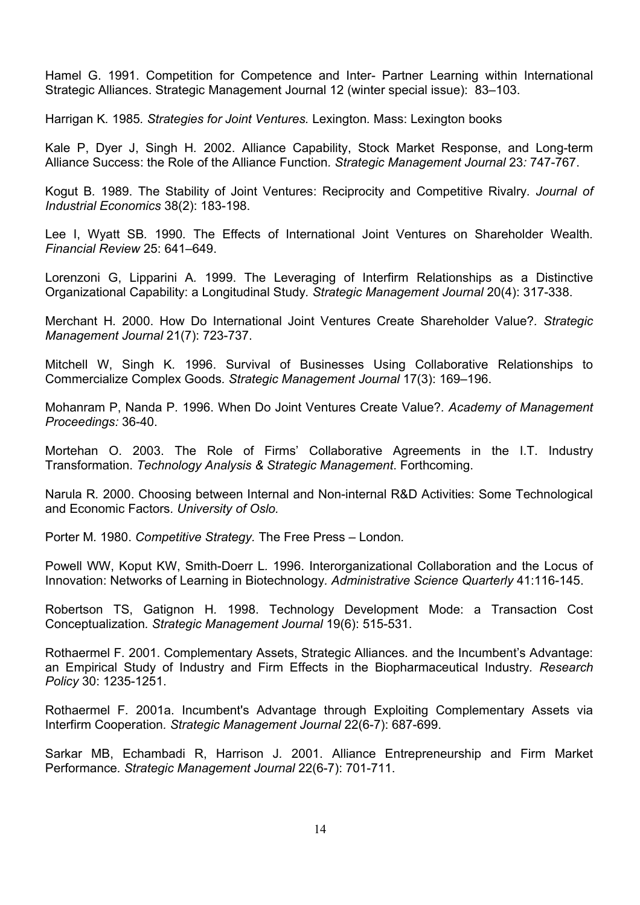Hamel G. 1991. Competition for Competence and Inter- Partner Learning within International Strategic Alliances. Strategic Management Journal 12 (winter special issue): 83–103.

Harrigan K. 1985. *Strategies for Joint Ventures.* Lexington. Mass: Lexington books

Kale P, Dyer J, Singh H. 2002. Alliance Capability, Stock Market Response, and Long-term Alliance Success: the Role of the Alliance Function. *Strategic Management Journal* 23*:* 747-767.

Kogut B. 1989. The Stability of Joint Ventures: Reciprocity and Competitive Rivalry. *Journal of Industrial Economics* 38(2): 183-198.

Lee I, Wyatt SB. 1990. The Effects of International Joint Ventures on Shareholder Wealth. *Financial Review* 25: 641–649.

Lorenzoni G, Lipparini A. 1999. The Leveraging of Interfirm Relationships as a Distinctive Organizational Capability: a Longitudinal Study. *Strategic Management Journal* 20(4): 317-338.

Merchant H. 2000. How Do International Joint Ventures Create Shareholder Value?. *Strategic Management Journal* 21(7): 723-737.

Mitchell W, Singh K. 1996. Survival of Businesses Using Collaborative Relationships to Commercialize Complex Goods. *Strategic Management Journal* 17(3): 169–196.

Mohanram P, Nanda P. 1996. When Do Joint Ventures Create Value?. *Academy of Management Proceedings:* 36-40.

Mortehan O. 2003. The Role of Firms' Collaborative Agreements in the I.T. Industry Transformation. *Technology Analysis & Strategic Management*. Forthcoming.

Narula R. 2000. Choosing between Internal and Non-internal R&D Activities: Some Technological and Economic Factors. *University of Oslo.*

Porter M. 1980. *Competitive Strategy.* The Free Press – London.

Powell WW, Koput KW, Smith-Doerr L. 1996. Interorganizational Collaboration and the Locus of Innovation: Networks of Learning in Biotechnology. *Administrative Science Quarterly* 41:116-145.

Robertson TS, Gatignon H. 1998. Technology Development Mode: a Transaction Cost Conceptualization. *Strategic Management Journal* 19(6): 515-531.

Rothaermel F. 2001. Complementary Assets, Strategic Alliances. and the Incumbent's Advantage: an Empirical Study of Industry and Firm Effects in the Biopharmaceutical Industry. *Research Policy* 30: 1235-1251.

Rothaermel F. 2001a. Incumbent's Advantage through Exploiting Complementary Assets via Interfirm Cooperation. *Strategic Management Journal* 22(6-7): 687-699.

Sarkar MB, Echambadi R, Harrison J. 2001. Alliance Entrepreneurship and Firm Market Performance. *Strategic Management Journal* 22(6-7): 701-711.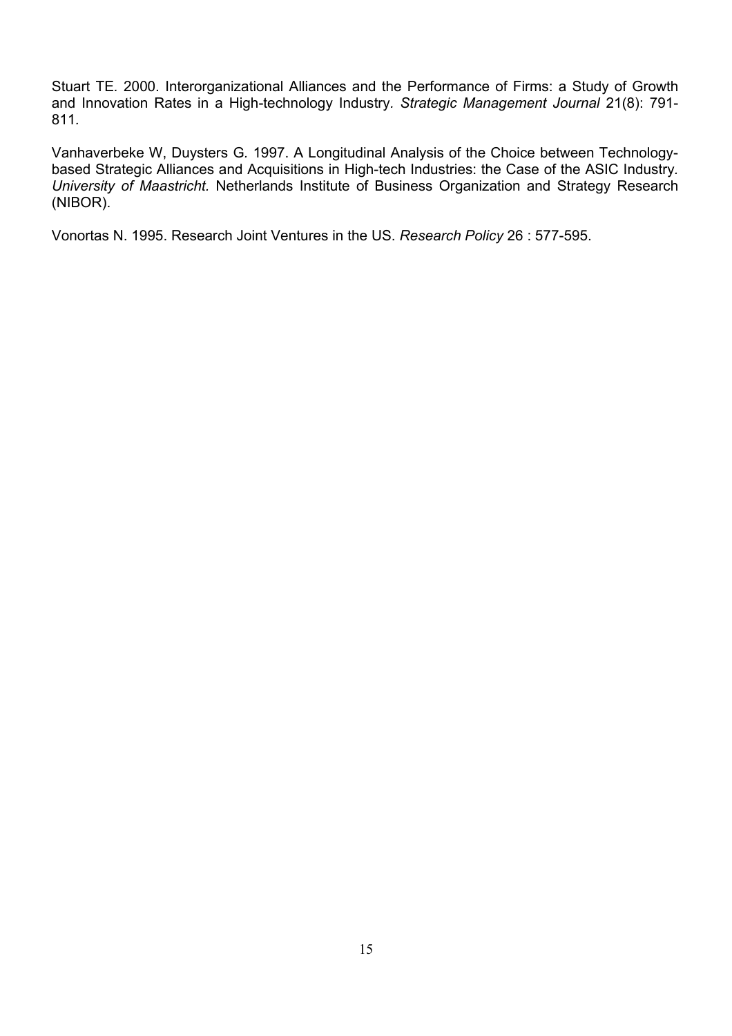Stuart TE. 2000. Interorganizational Alliances and the Performance of Firms: a Study of Growth and Innovation Rates in a High-technology Industry. *Strategic Management Journal* 21(8): 791-811.

Vanhaverbeke W, Duysters G. 1997. A Longitudinal Analysis of the Choice between Technology-based Strategic Alliances and Acquisitions in High-tech Industries: the Case of the ASIC Industry. *University of Maastricht*. Netherlands Institute of Business Organization and Strategy Research (NIBOR).

Vonortas N. 1995. Research Joint Ventures in the US. *Research Policy* 26 : 577-595.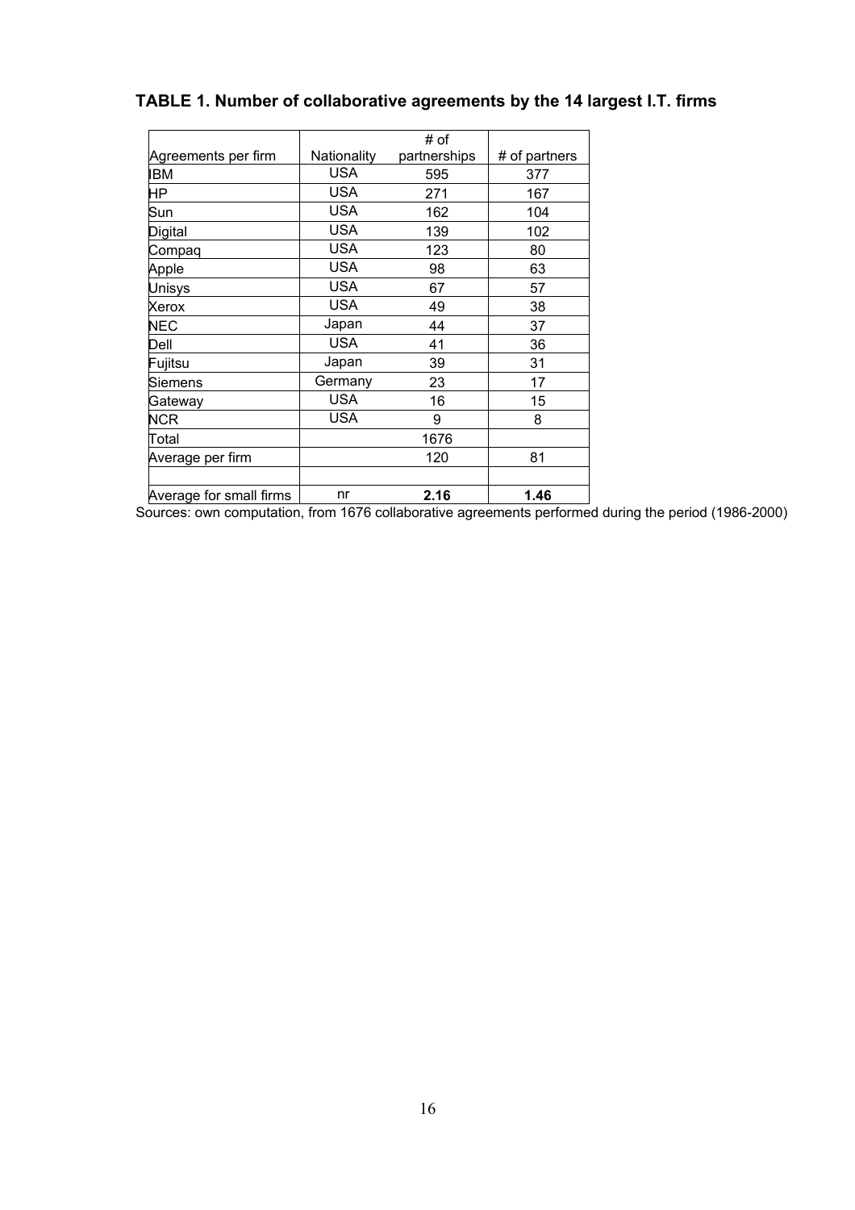**TABLE 1. Number of collaborative agreements by the 14 largest I.T. firms**

| Agreements per firm | Nationality | # of partnerships | # of partners |
|---|---|---|---|
| IBM | USA | 595 | 377 |
| HP | USA | 271 | 167 |
| Sun | USA | 162 | 104 |
| Digital | USA | 139 | 102 |
| Compaq | USA | 123 | 80 |
| Apple | USA | 98 | 63 |
| Unisys | USA | 67 | 57 |
| Xerox | USA | 49 | 38 |
| NEC | Japan | 44 | 37 |
| Dell | USA | 41 | 36 |
| Fujitsu | Japan | 39 | 31 |
| Siemens | Germany | 23 | 17 |
| Gateway | USA | 16 | 15 |
| NCR | USA | 9 | 8 |
| Total | | 1676 | |
| Average per firm | | 120 | 81 |
| | | | |
| Average for small firms | nr | **2.16** | **1.46** |

Sources: own computation, from 1676 collaborative agreements performed during the period (1986-2000)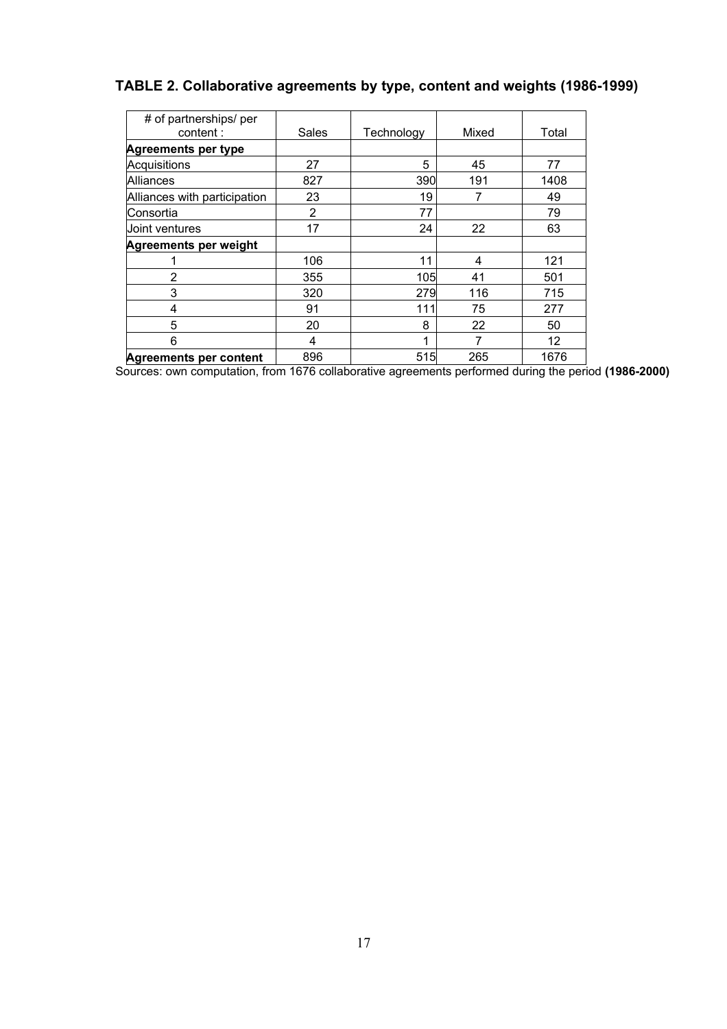## TABLE 2. Collaborative agreements by type, content and weights (1986-1999)

| # of partnerships/ per content : | Sales | Technology | Mixed | Total |
|---|---|---|---|---|
| **Agreements per type** | | | | |
| Acquisitions | 27 | 5 | 45 | 77 |
| Alliances | 827 | 390 | 191 | 1408 |
| Alliances with participation | 23 | 19 | 7 | 49 |
| Consortia | 2 | 77 | | 79 |
| Joint ventures | 17 | 24 | 22 | 63 |
| **Agreements per weight** | | | | |
| 1 | 106 | 11 | 4 | 121 |
| 2 | 355 | 105 | 41 | 501 |
| 3 | 320 | 279 | 116 | 715 |
| 4 | 91 | 111 | 75 | 277 |
| 5 | 20 | 8 | 22 | 50 |
| 6 | 4 | 1 | 7 | 12 |
| **Agreements per content** | 896 | 515 | 265 | 1676 |

Sources: own computation, from 1676 collaborative agreements performed during the period **(1986-2000)**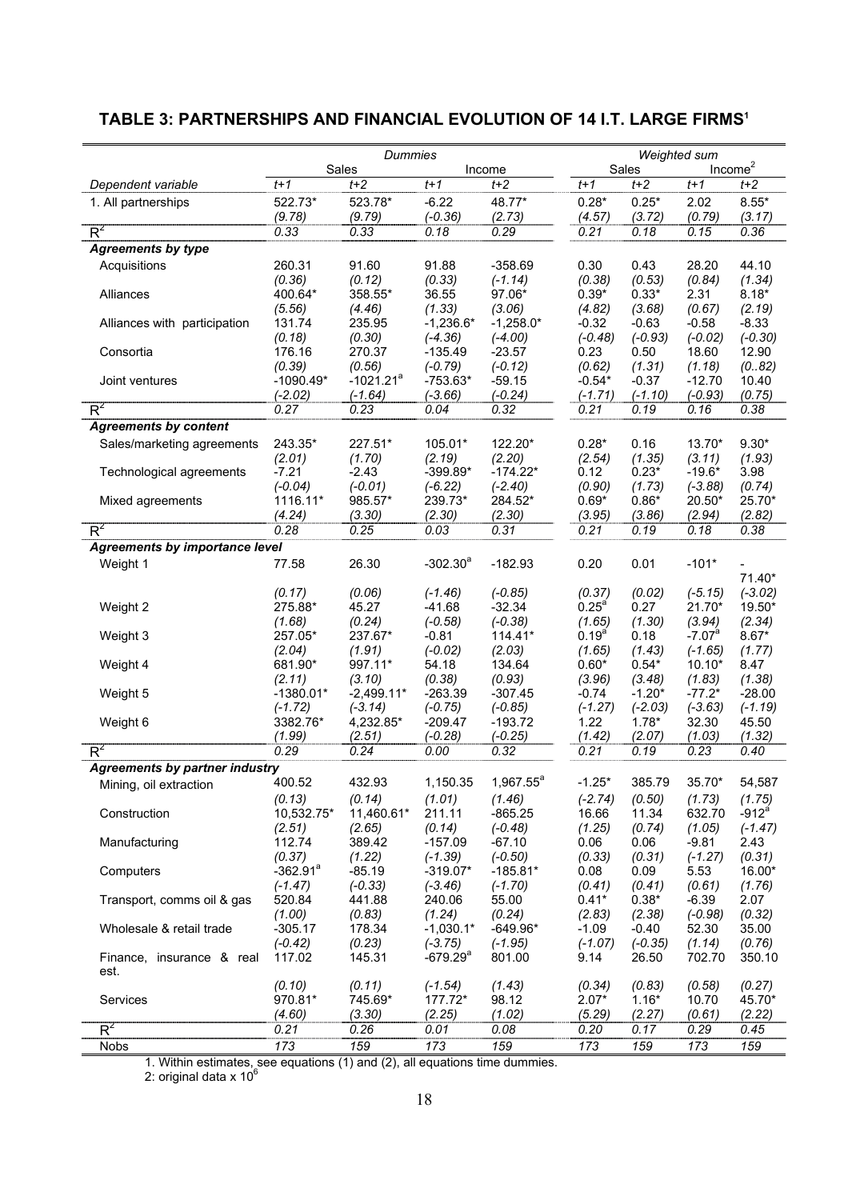## TABLE 3: PARTNERSHIPS AND FINANCIAL EVOLUTION OF 14 I.T. LARGE FIRMS[1]

| | *Dummies* | | | | *Weighted sum* | | | |
|---|---|---|---|---|---|---|---|---|
| | Sales | | Income | | Sales | | Income[2] | |
| *Dependent variable* | *t+1* | *t+2* | *t+1* | *t+2* | *t+1* | *t+2* | *t+1* | *t+2* |
| 1. All partnerships | 522.73* | 523.78* | -6.22 | 48.77* | 0.28* | 0.25* | 2.02 | 8.55* |
| | *(9.78)* | *(9.79)* | *(-0.36)* | *(2.73)* | *(4.57)* | *(3.72)* | *(0.79)* | *(3.17)* |
| $R^2$ | *0.33* | *0.33* | *0.18* | *0.29* | *0.21* | *0.18* | *0.15* | *0.36* |
| ***Agreements by type*** | | | | | | | | |
| Acquisitions | 260.31 | 91.60 | 91.88 | -358.69 | 0.30 | 0.43 | 28.20 | 44.10 |
| | *(0.36)* | *(0.12)* | *(0.33)* | *(-1.14)* | *(0.38)* | *(0.53)* | *(0.84)* | *(1.34)* |
| Alliances | 400.64* | 358.55* | 36.55 | 97.06* | 0.39* | 0.33* | 2.31 | 8.18* |
| | *(5.56)* | *(4.46)* | *(1.33)* | *(3.06)* | *(4.82)* | *(3.68)* | *(0.67)* | *(2.19)* |
| Alliances with participation | 131.74 | 235.95 | -1,236.6* | -1,258.0* | -0.32 | -0.63 | -0.58 | -8.33 |
| | *(0.18)* | *(0.30)* | *(-4.36)* | *(-4.00)* | *(-0.48)* | *(-0.93)* | *(-0.02)* | *(-0.30)* |
| Consortia | 176.16 | 270.37 | -135.49 | -23.57 | 0.23 | 0.50 | 18.60 | 12.90 |
| | *(0.39)* | *(0.56)* | *(-0.79)* | *(-0.12)* | *(0.62)* | *(1.31)* | *(1.18)* | *(0..82)* |
| Joint ventures | -1090.49* | -1021.21[a] | -753.63* | -59.15 | -0.54* | -0.37 | -12.70 | 10.40 |
| | *(-2.02)* | *(-1.64)* | *(-3.66)* | *(-0.24)* | *(-1.71)* | *(-1.10)* | *(-0.93)* | *(0.75)* |
| $R^2$ | *0.27* | *0.23* | *0.04* | *0.32* | *0.21* | *0.19* | *0.16* | *0.38* |
| ***Agreements by content*** | | | | | | | | |
| Sales/marketing agreements | 243.35* | 227.51* | 105.01* | 122.20* | 0.28* | 0.16 | 13.70* | 9.30* |
| | *(2.01)* | *(1.70)* | *(2.19)* | *(2.20)* | *(2.54)* | *(1.35)* | *(3.11)* | *(1.93)* |
| Technological agreements | -7.21 | -2.43 | -399.89* | -174.22* | 0.12 | 0.23* | -19.6* | 3.98 |
| | *(-0.04)* | *(-0.01)* | *(-6.22)* | *(-2.40)* | *(0.90)* | *(1.73)* | *(-3.88)* | *(0.74)* |
| Mixed agreements | 1116.11* | 985.57* | 239.73* | 284.52* | 0.69* | 0.86* | 20.50* | 25.70* |
| | *(4.24)* | *(3.30)* | *(2.30)* | *(2.30)* | *(3.95)* | *(3.86)* | *(2.94)* | *(2.82)* |
| $R^2$ | *0.28* | *0.25* | *0.03* | *0.31* | *0.21* | *0.19* | *0.18* | *0.38* |
| ***Agreements by importance level*** | | | | | | | | |
| Weight 1 | 77.58 | 26.30 | -302.30[a] | -182.93 | 0.20 | 0.01 | -101* | -71.40* |
| | *(0.17)* | *(0.06)* | *(-1.46)* | *(-0.85)* | *(0.37)* | *(0.02)* | *(-5.15)* | *(-3.02)* |
| Weight 2 | 275.88* | 45.27 | -41.68 | -32.34 | 0.25[a] | 0.27 | 21.70* | 19.50* |
| | *(1.68)* | *(0.24)* | *(-0.58)* | *(-0.38)* | *(1.65)* | *(1.30)* | *(3.94)* | *(2.34)* |
| Weight 3 | 257.05* | 237.67* | -0.81 | 114.41* | 0.19[a] | 0.18 | -7.07[a] | 8.67* |
| | *(2.04)* | *(1.91)* | *(-0.02)* | *(2.03)* | *(1.65)* | *(1.43)* | *(-1.65)* | *(1.77)* |
| Weight 4 | 681.90* | 997.11* | 54.18 | 134.64 | 0.60* | 0.54* | 10.10* | 8.47 |
| | *(2.11)* | *(3.10)* | *(0.38)* | *(0.93)* | *(3.96)* | *(3.48)* | *(1.83)* | *(1.38)* |
| Weight 5 | -1380.01* | -2,499.11* | -263.39 | -307.45 | -0.74 | -1.20* | -77.2* | -28.00 |
| | *(-1.72)* | *(-3.14)* | *(-0.75)* | *(-0.85)* | *(-1.27)* | *(-2.03)* | *(-3.63)* | *(-1.19)* |
| Weight 6 | 3382.76* | 4,232.85* | -209.47 | -193.72 | 1.22 | 1.78* | 32.30 | 45.50 |
| | *(1.99)* | *(2.51)* | *(-0.28)* | *(-0.25)* | *(1.42)* | *(2.07)* | *(1.03)* | *(1.32)* |
| $R^2$ | *0.29* | *0.24* | *0.00* | *0.32* | *0.21* | *0.19* | *0.23* | *0.40* |
| ***Agreements by partner industry*** | | | | | | | | |
| Mining, oil extraction | 400.52 | 432.93 | 1,150.35 | 1,967.55[a] | -1.25* | 385.79 | 35.70* | 54,587 |
| | *(0.13)* | *(0.14)* | *(1.01)* | *(1.46)* | *(-2.74)* | *(0.50)* | *(1.73)* | *(1.75)* |
| Construction | 10,532.75* | 11,460.61* | 211.11 | -865.25 | 16.66 | 11.34 | 632.70 | -912[a] |
| | *(2.51)* | *(2.65)* | *(0.14)* | *(-0.48)* | *(1.25)* | *(0.74)* | *(1.05)* | *(-1.47)* |
| Manufacturing | 112.74 | 389.42 | -157.09 | -67.10 | 0.06 | 0.06 | -9.81 | 2.43 |
| | *(0.37)* | *(1.22)* | *(-1.39)* | *(-0.50)* | *(0.33)* | *(0.31)* | *(-1.27)* | *(0.31)* |
| Computers | -362.91[a] | -85.19 | -319.07* | -185.81* | 0.08 | 0.09 | 5.53 | 16.00* |
| | *(-1.47)* | *(-0.33)* | *(-3.46)* | *(-1.70)* | *(0.41)* | *(0.41)* | *(0.61)* | *(1.76)* |
| Transport, comms oil & gas | 520.84 | 441.88 | 240.06 | 55.00 | 0.41* | 0.38* | -6.39 | 2.07 |
| | *(1.00)* | *(0.83)* | *(1.24)* | *(0.24)* | *(2.83)* | *(2.38)* | *(-0.98)* | *(0.32)* |
| Wholesale & retail trade | -305.17 | 178.34 | -1,030.1* | -649.96* | -1.09 | -0.40 | 52.30 | 35.00 |
| | *(-0.42)* | *(0.23)* | *(-3.75)* | *(-1.95)* | *(-1.07)* | *(-0.35)* | *(1.14)* | *(0.76)* |
| Finance, insurance & real est. | 117.02 | 145.31 | -679.29[a] | 801.00 | 9.14 | 26.50 | 702.70 | 350.10 |
| | *(0.10)* | *(0.11)* | *(-1.54)* | *(1.43)* | *(0.34)* | *(0.83)* | *(0.58)* | *(0.27)* |
| Services | 970.81* | 745.69* | 177.72* | 98.12 | 2.07* | 1.16* | 10.70 | 45.70* |
| | *(4.60)* | *(3.30)* | *(2.25)* | *(1.02)* | *(5.29)* | *(2.27)* | *(0.61)* | *(2.22)* |
| $R^2$ | *0.21* | *0.26* | *0.01* | *0.08* | *0.20* | *0.17* | *0.29* | *0.45* |
| Nobs | *173* | *159* | *173* | *159* | *173* | *159* | *173* | *159* |

1. Within estimates, see equations (1) and (2), all equations time dummies.
2: original data x $10^6$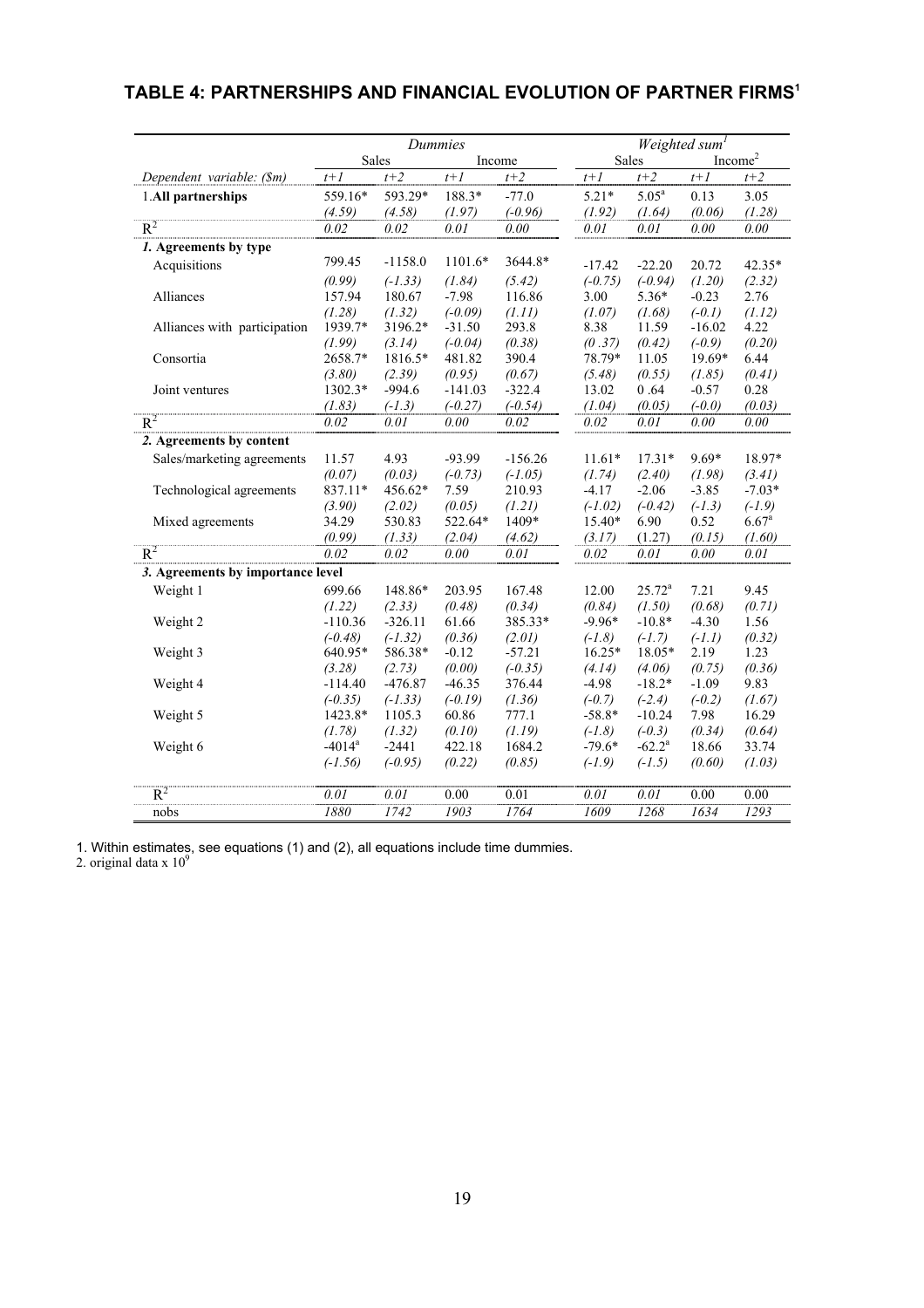## TABLE 4: PARTNERSHIPS AND FINANCIAL EVOLUTION OF PARTNER FIRMS[1]

| | Dummies | | | | Weighted sum[1] | | | |
|---|---|---|---|---|---|---|---|---|
| | Sales | | Income | | Sales | | Income[2] | |
| *Dependent variable: ($m)* | *t+1* | *t+2* | *t+1* | *t+2* | *t+1* | *t+2* | *t+1* | *t+2* |
| 1.**All partnerships** | 559.16* | 593.29* | 188.3* | -77.0 | 5.21* | 5.05[a] | 0.13 | 3.05 |
| | *(4.59)* | *(4.58)* | *(1.97)* | *(-0.96)* | *(1.92)* | *(1.64)* | *(0.06)* | *(1.28)* |
| $R^2$ | *0.02* | *0.02* | *0.01* | *0.00* | *0.01* | *0.01* | *0.00* | *0.00* |
| ***1. Agreements by type*** | | | | | | | | |
| Acquisitions | 799.45 | -1158.0 | 1101.6* | 3644.8* | -17.42 | -22.20 | 20.72 | 42.35* |
| | *(0.99)* | *(-1.33)* | *(1.84)* | *(5.42)* | *(-0.75)* | *(-0.94)* | *(1.20)* | *(2.32)* |
| Alliances | 157.94 | 180.67 | -7.98 | 116.86 | 3.00 | 5.36* | -0.23 | 2.76 |
| | *(1.28)* | *(1.32)* | *(-0.09)* | *(1.11)* | *(1.07)* | *(1.68)* | *(-0.1)* | *(1.12)* |
| Alliances with participation | 1939.7* | 3196.2* | -31.50 | 293.8 | 8.38 | 11.59 | -16.02 | 4.22 |
| | *(1.99)* | *(3.14)* | *(-0.04)* | *(0.38)* | *(0 .37)* | *(0.42)* | *(-0.9)* | *(0.20)* |
| Consortia | 2658.7* | 1816.5* | 481.82 | 390.4 | 78.79* | 11.05 | 19.69* | 6.44 |
| | *(3.80)* | *(2.39)* | *(0.95)* | *(0.67)* | *(5.48)* | *(0.55)* | *(1.85)* | *(0.41)* |
| Joint ventures | 1302.3* | -994.6 | -141.03 | -322.4 | 13.02 | 0 .64 | -0.57 | 0.28 |
| | *(1.83)* | *(-1.3)* | *(-0.27)* | *(-0.54)* | *(1.04)* | *(0.05)* | *(-0.0)* | *(0.03)* |
| $R^2$ | *0.02* | *0.01* | *0.00* | *0.02* | *0.02* | *0.01* | *0.00* | *0.00* |
| ***2. Agreements by content*** | | | | | | | | |
| Sales/marketing agreements | 11.57 | 4.93 | -93.99 | -156.26 | 11.61* | 17.31* | 9.69* | 18.97* |
| | *(0.07)* | *(0.03)* | *(-0.73)* | *(-1.05)* | *(1.74)* | *(2.40)* | *(1.98)* | *(3.41)* |
| Technological agreements | 837.11* | 456.62* | 7.59 | 210.93 | -4.17 | -2.06 | -3.85 | -7.03* |
| | *(3.90)* | *(2.02)* | *(0.05)* | *(1.21)* | *(-1.02)* | *(-0.42)* | *(-1.3)* | *(-1.9)* |
| Mixed agreements | 34.29 | 530.83 | 522.64* | 1409* | 15.40* | 6.90 | 0.52 | 6.67[a] |
| | *(0.99)* | *(1.33)* | *(2.04)* | *(4.62)* | *(3.17)* | (1.27) | *(0.15)* | *(1.60)* |
| $R^2$ | *0.02* | *0.02* | *0.00* | *0.01* | *0.02* | *0.01* | *0.00* | *0.01* |
| ***3. Agreements by importance level*** | | | | | | | | |
| Weight 1 | 699.66 | 148.86* | 203.95 | 167.48 | 12.00 | 25.72[a] | 7.21 | 9.45 |
| | *(1.22)* | *(2.33)* | *(0.48)* | *(0.34)* | *(0.84)* | *(1.50)* | *(0.68)* | *(0.71)* |
| Weight 2 | -110.36 | -326.11 | 61.66 | 385.33* | -9.96* | -10.8* | -4.30 | 1.56 |
| | *(-0.48)* | *(-1.32)* | *(0.36)* | *(2.01)* | *(-1.8)* | *(-1.7)* | *(-1.1)* | *(0.32)* |
| Weight 3 | 640.95* | 586.38* | -0.12 | -57.21 | 16.25* | 18.05* | 2.19 | 1.23 |
| | *(3.28)* | *(2.73)* | *(0.00)* | *(-0.35)* | *(4.14)* | *(4.06)* | *(0.75)* | *(0.36)* |
| Weight 4 | -114.40 | -476.87 | -46.35 | 376.44 | -4.98 | -18.2* | -1.09 | 9.83 |
| | *(-0.35)* | *(-1.33)* | *(-0.19)* | *(1.36)* | *(-0.7)* | *(-2.4)* | *(-0.2)* | *(1.67)* |
| Weight 5 | 1423.8* | 1105.3 | 60.86 | 777.1 | -58.8* | -10.24 | 7.98 | 16.29 |
| | *(1.78)* | *(1.32)* | *(0.10)* | *(1.19)* | *(-1.8)* | *(-0.3)* | *(0.34)* | *(0.64)* |
| Weight 6 | -4014[a] | -2441 | 422.18 | 1684.2 | -79.6* | -62.2[a] | 18.66 | 33.74 |
| | *(-1.56)* | *(-0.95)* | *(0.22)* | *(0.85)* | *(-1.9)* | *(-1.5)* | *(0.60)* | *(1.03)* |
| $R^2$ | *0.01* | *0.01* | 0.00 | 0.01 | *0.01* | *0.01* | 0.00 | 0.00 |
| nobs | *1880* | *1742* | *1903* | *1764* | *1609* | *1268* | *1634* | *1293* |

1. Within estimates, see equations (1) and (2), all equations include time dummies.
2. original data x $10^9$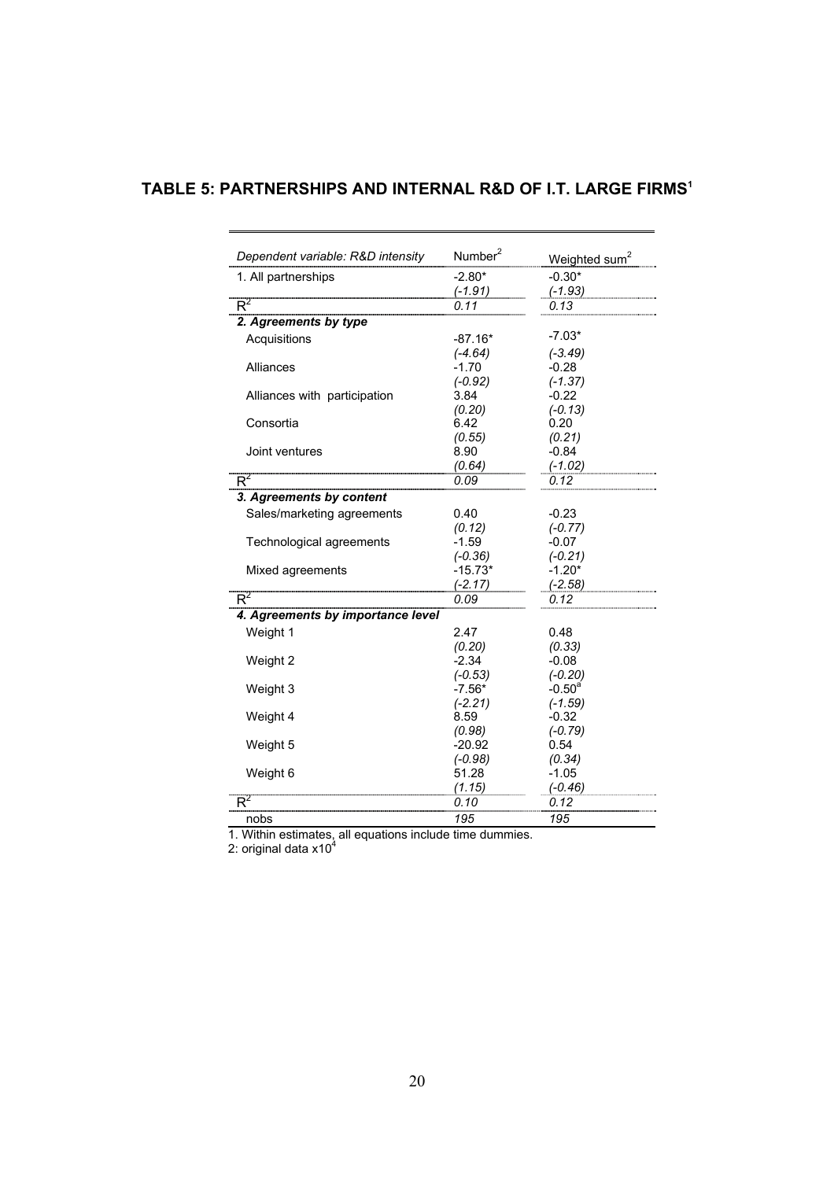## TABLE 5: PARTNERSHIPS AND INTERNAL R&D OF I.T. LARGE FIRMS[1]

| Dependent variable: R&D intensity | Number[2] | Weighted sum[2] |
|---|---|---|
| 1. All partnerships | -2.80* | -0.30* |
| | *(-1.91)* | *(-1.93)* |
| $R^2$ | *0.11* | *0.13* |
| ***2. Agreements by type*** | | |
| Acquisitions | -87.16* | -7.03* |
| | *(-4.64)* | *(-3.49)* |
| Alliances | -1.70 | -0.28 |
| | *(-0.92)* | *(-1.37)* |
| Alliances with participation | 3.84 | -0.22 |
| | *(0.20)* | *(-0.13)* |
| Consortia | 6.42 | 0.20 |
| | *(0.55)* | *(0.21)* |
| Joint ventures | 8.90 | -0.84 |
| | *(0.64)* | *(-1.02)* |
| $R^2$ | *0.09* | *0.12* |
| ***3. Agreements by content*** | | |
| Sales/marketing agreements | 0.40 | -0.23 |
| | *(0.12)* | *(-0.77)* |
| Technological agreements | -1.59 | -0.07 |
| | *(-0.36)* | *(-0.21)* |
| Mixed agreements | -15.73* | -1.20* |
| | *(-2.17)* | *(-2.58)* |
| $R^2$ | *0.09* | *0.12* |
| ***4. Agreements by importance level*** | | |
| Weight 1 | 2.47 | 0.48 |
| | *(0.20)* | *(0.33)* |
| Weight 2 | -2.34 | -0.08 |
| | *(-0.53)* | *(-0.20)* |
| Weight 3 | -7.56* | -0.50[a] |
| | *(-2.21)* | *(-1.59)* |
| Weight 4 | 8.59 | -0.32 |
| | *(0.98)* | *(-0.79)* |
| Weight 5 | -20.92 | 0.54 |
| | *(-0.98)* | *(0.34)* |
| Weight 6 | 51.28 | -1.05 |
| | *(1.15)* | *(-0.46)* |
| $R^2$ | *0.10* | *0.12* |
| nobs | *195* | *195* |

1. Within estimates, all equations include time dummies.
2: original data $x10^4$